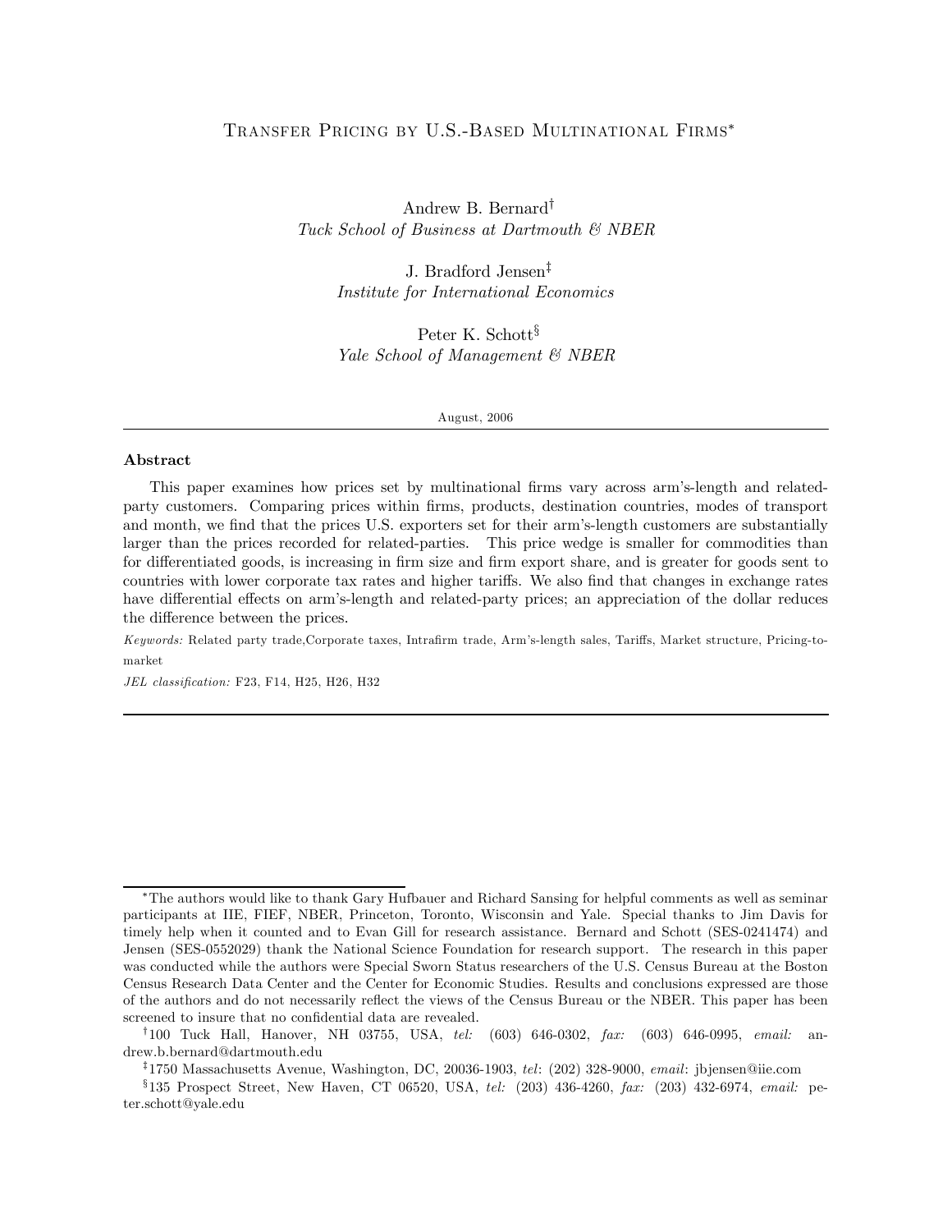# Transfer Pricing by U.S.-Based Multinational Firms*

Andrew B. Bernard[†]
*Tuck School of Business at Dartmouth & NBER*

J. Bradford Jensen[‡]
*Institute for International Economics*

Peter K. Schott[§]
*Yale School of Management & NBER*

August, 2006

---

**Abstract**

This paper examines how prices set by multinational firms vary across arm's-length and related-party customers. Comparing prices within firms, products, destination countries, modes of transport and month, we find that the prices U.S. exporters set for their arm's-length customers are substantially larger than the prices recorded for related-parties. This price wedge is smaller for commodities than for differentiated goods, is increasing in firm size and firm export share, and is greater for goods sent to countries with lower corporate tax rates and higher tariffs. We also find that changes in exchange rates have differential effects on arm's-length and related-party prices; an appreciation of the dollar reduces the difference between the prices.

*Keywords:* Related party trade,Corporate taxes, Intrafirm trade, Arm's-length sales, Tariffs, Market structure, Pricing-to-market

*JEL classification:* F23, F14, H25, H26, H32

---

*The authors would like to thank Gary Hufbauer and Richard Sansing for helpful comments as well as seminar participants at IIE, FIEF, NBER, Princeton, Toronto, Wisconsin and Yale. Special thanks to Jim Davis for timely help when it counted and to Evan Gill for research assistance. Bernard and Schott (SES-0241474) and Jensen (SES-0552029) thank the National Science Foundation for research support. The research in this paper was conducted while the authors were Special Sworn Status researchers of the U.S. Census Bureau at the Boston Census Research Data Center and the Center for Economic Studies. Results and conclusions expressed are those of the authors and do not necessarily reflect the views of the Census Bureau or the NBER. This paper has been screened to insure that no confidential data are revealed.

[†]100 Tuck Hall, Hanover, NH 03755, USA, *tel:* (603) 646-0302, *fax:* (603) 646-0995, *email:* andrew.b.bernard@dartmouth.edu

[‡]1750 Massachusetts Avenue, Washington, DC, 20036-1903, *tel*: (202) 328-9000, *email*: jbjensen@iie.com

[§]135 Prospect Street, New Haven, CT 06520, USA, *tel:* (203) 436-4260, *fax:* (203) 432-6974, *email:* peter.schott@yale.edu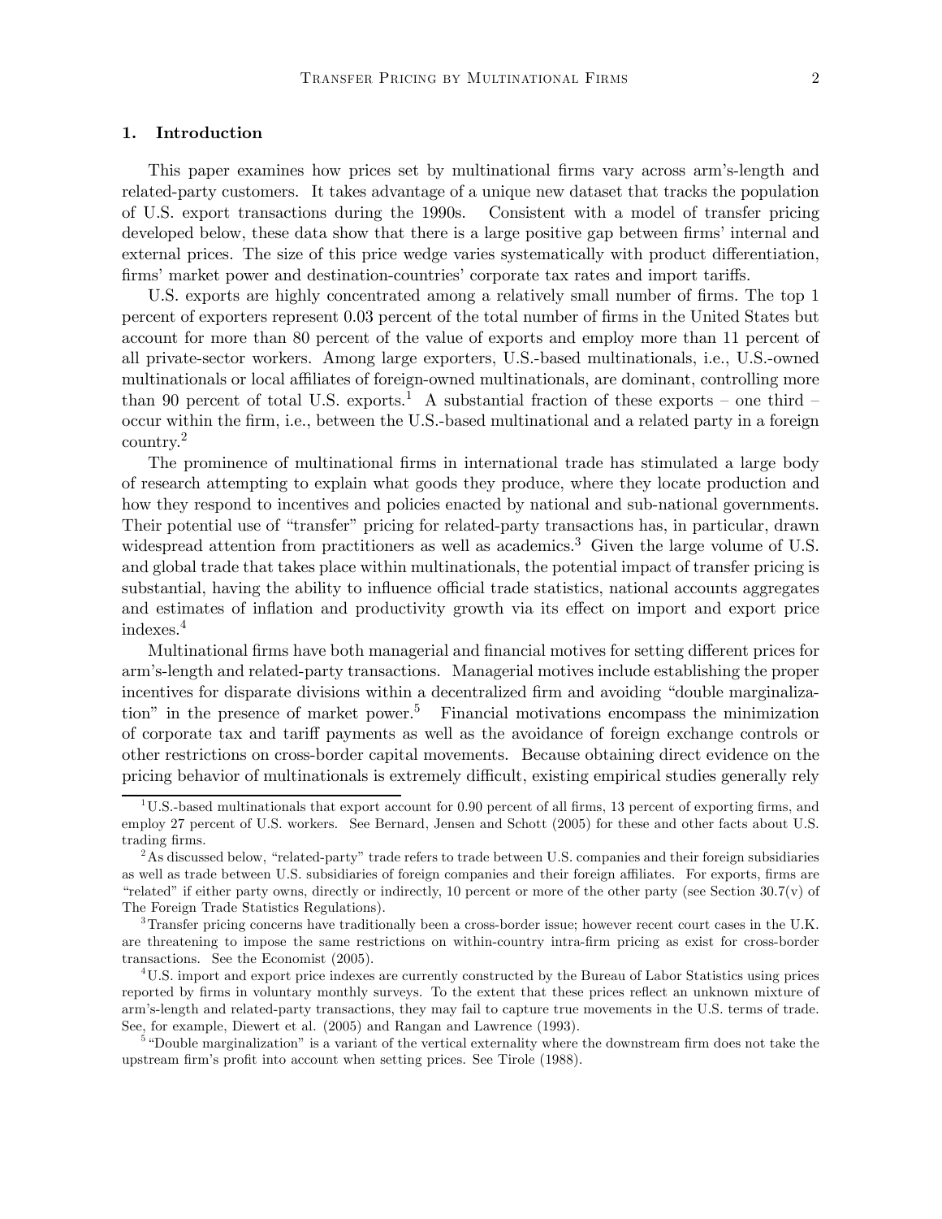## 1. Introduction

This paper examines how prices set by multinational firms vary across arm's-length and related-party customers. It takes advantage of a unique new dataset that tracks the population of U.S. export transactions during the 1990s. Consistent with a model of transfer pricing developed below, these data show that there is a large positive gap between firms' internal and external prices. The size of this price wedge varies systematically with product differentiation, firms' market power and destination-countries' corporate tax rates and import tariffs.

U.S. exports are highly concentrated among a relatively small number of firms. The top 1 percent of exporters represent 0.03 percent of the total number of firms in the United States but account for more than 80 percent of the value of exports and employ more than 11 percent of all private-sector workers. Among large exporters, U.S.-based multinationals, i.e., U.S.-owned multinationals or local affiliates of foreign-owned multinationals, are dominant, controlling more than 90 percent of total U.S. exports.[1] A substantial fraction of these exports – one third – occur within the firm, i.e., between the U.S.-based multinational and a related party in a foreign country.[2]

The prominence of multinational firms in international trade has stimulated a large body of research attempting to explain what goods they produce, where they locate production and how they respond to incentives and policies enacted by national and sub-national governments. Their potential use of "transfer" pricing for related-party transactions has, in particular, drawn widespread attention from practitioners as well as academics.[3] Given the large volume of U.S. and global trade that takes place within multinationals, the potential impact of transfer pricing is substantial, having the ability to influence official trade statistics, national accounts aggregates and estimates of inflation and productivity growth via its effect on import and export price indexes.[4]

Multinational firms have both managerial and financial motives for setting different prices for arm's-length and related-party transactions. Managerial motives include establishing the proper incentives for disparate divisions within a decentralized firm and avoiding "double marginalization" in the presence of market power.[5] Financial motivations encompass the minimization of corporate tax and tariff payments as well as the avoidance of foreign exchange controls or other restrictions on cross-border capital movements. Because obtaining direct evidence on the pricing behavior of multinationals is extremely difficult, existing empirical studies generally rely

[1] U.S.-based multinationals that export account for 0.90 percent of all firms, 13 percent of exporting firms, and employ 27 percent of U.S. workers. See Bernard, Jensen and Schott (2005) for these and other facts about U.S. trading firms.

[2] As discussed below, "related-party" trade refers to trade between U.S. companies and their foreign subsidiaries as well as trade between U.S. subsidiaries of foreign companies and their foreign affiliates. For exports, firms are "related" if either party owns, directly or indirectly, 10 percent or more of the other party (see Section 30.7(v) of The Foreign Trade Statistics Regulations).

[3] Transfer pricing concerns have traditionally been a cross-border issue; however recent court cases in the U.K. are threatening to impose the same restrictions on within-country intra-firm pricing as exist for cross-border transactions. See the Economist (2005).

[4] U.S. import and export price indexes are currently constructed by the Bureau of Labor Statistics using prices reported by firms in voluntary monthly surveys. To the extent that these prices reflect an unknown mixture of arm's-length and related-party transactions, they may fail to capture true movements in the U.S. terms of trade. See, for example, Diewert et al. (2005) and Rangan and Lawrence (1993).

[5] "Double marginalization" is a variant of the vertical externality where the downstream firm does not take the upstream firm's profit into account when setting prices. See Tirole (1988).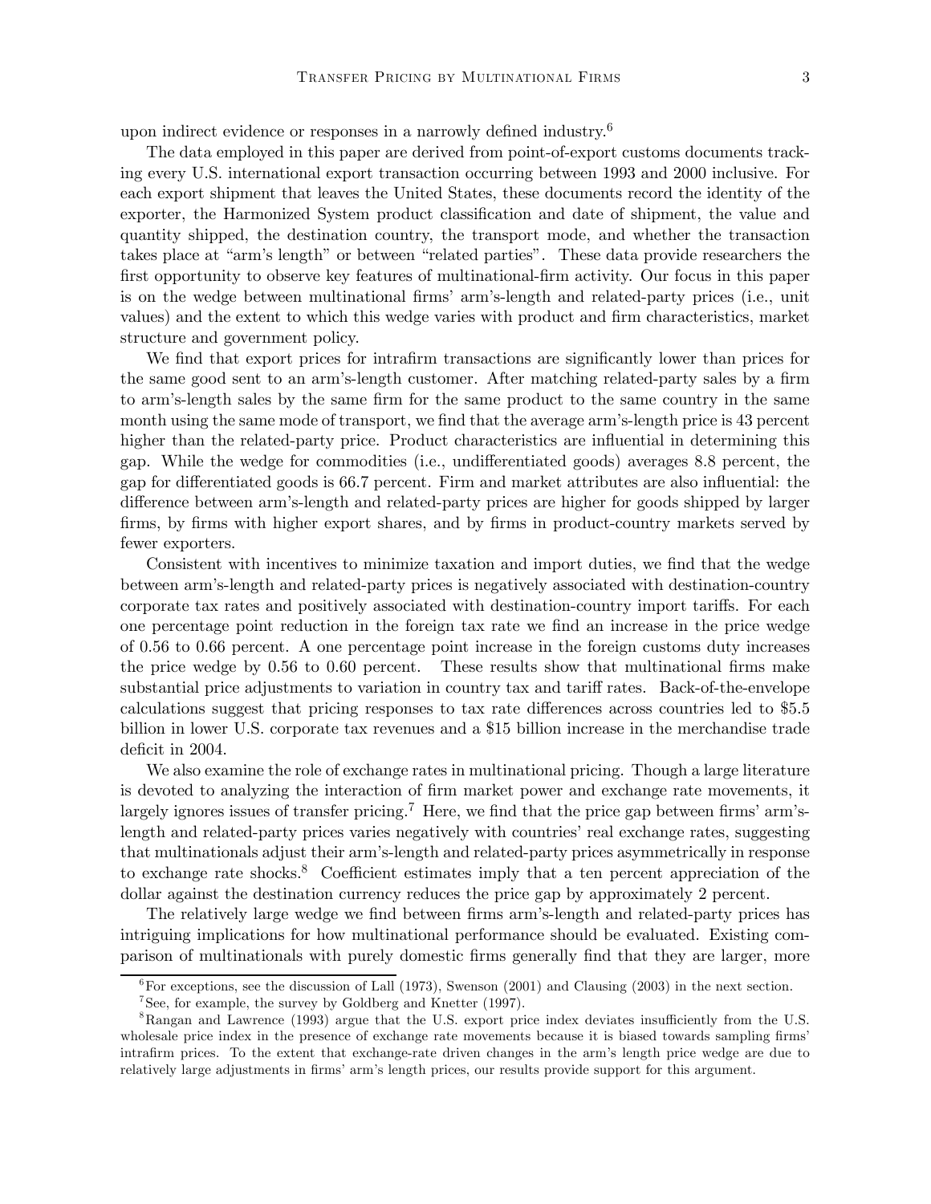upon indirect evidence or responses in a narrowly defined industry.[6]

The data employed in this paper are derived from point-of-export customs documents tracking every U.S. international export transaction occurring between 1993 and 2000 inclusive. For each export shipment that leaves the United States, these documents record the identity of the exporter, the Harmonized System product classification and date of shipment, the value and quantity shipped, the destination country, the transport mode, and whether the transaction takes place at "arm's length" or between "related parties". These data provide researchers the first opportunity to observe key features of multinational-firm activity. Our focus in this paper is on the wedge between multinational firms' arm's-length and related-party prices (i.e., unit values) and the extent to which this wedge varies with product and firm characteristics, market structure and government policy.

We find that export prices for intrafirm transactions are significantly lower than prices for the same good sent to an arm's-length customer. After matching related-party sales by a firm to arm's-length sales by the same firm for the same product to the same country in the same month using the same mode of transport, we find that the average arm's-length price is 43 percent higher than the related-party price. Product characteristics are influential in determining this gap. While the wedge for commodities (i.e., undifferentiated goods) averages 8.8 percent, the gap for differentiated goods is 66.7 percent. Firm and market attributes are also influential: the difference between arm's-length and related-party prices are higher for goods shipped by larger firms, by firms with higher export shares, and by firms in product-country markets served by fewer exporters.

Consistent with incentives to minimize taxation and import duties, we find that the wedge between arm's-length and related-party prices is negatively associated with destination-country corporate tax rates and positively associated with destination-country import tariffs. For each one percentage point reduction in the foreign tax rate we find an increase in the price wedge of 0.56 to 0.66 percent. A one percentage point increase in the foreign customs duty increases the price wedge by 0.56 to 0.60 percent. These results show that multinational firms make substantial price adjustments to variation in country tax and tariff rates. Back-of-the-envelope calculations suggest that pricing responses to tax rate differences across countries led to \$5.5 billion in lower U.S. corporate tax revenues and a \$15 billion increase in the merchandise trade deficit in 2004.

We also examine the role of exchange rates in multinational pricing. Though a large literature is devoted to analyzing the interaction of firm market power and exchange rate movements, it largely ignores issues of transfer pricing.[7] Here, we find that the price gap between firms' arm's-length and related-party prices varies negatively with countries' real exchange rates, suggesting that multinationals adjust their arm's-length and related-party prices asymmetrically in response to exchange rate shocks.[8] Coefficient estimates imply that a ten percent appreciation of the dollar against the destination currency reduces the price gap by approximately 2 percent.

The relatively large wedge we find between firms arm's-length and related-party prices has intriguing implications for how multinational performance should be evaluated. Existing comparison of multinationals with purely domestic firms generally find that they are larger, more

[6] For exceptions, see the discussion of Lall (1973), Swenson (2001) and Clausing (2003) in the next section.

[7] See, for example, the survey by Goldberg and Knetter (1997).

[8] Rangan and Lawrence (1993) argue that the U.S. export price index deviates insufficiently from the U.S. wholesale price index in the presence of exchange rate movements because it is biased towards sampling firms' intrafirm prices. To the extent that exchange-rate driven changes in the arm's length price wedge are due to relatively large adjustments in firms' arm's length prices, our results provide support for this argument.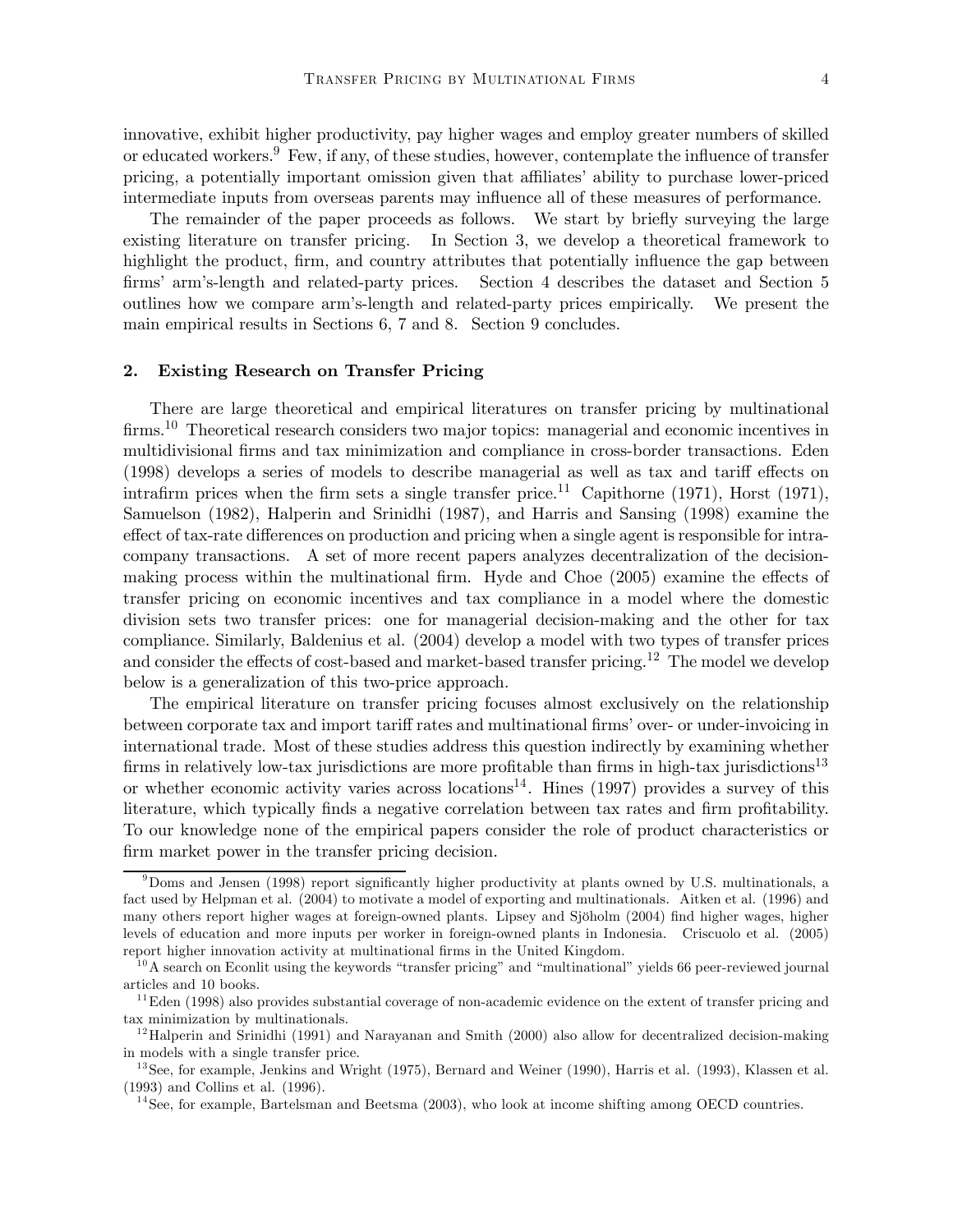innovative, exhibit higher productivity, pay higher wages and employ greater numbers of skilled or educated workers.[9] Few, if any, of these studies, however, contemplate the influence of transfer pricing, a potentially important omission given that affiliates' ability to purchase lower-priced intermediate inputs from overseas parents may influence all of these measures of performance.

The remainder of the paper proceeds as follows. We start by briefly surveying the large existing literature on transfer pricing. In Section 3, we develop a theoretical framework to highlight the product, firm, and country attributes that potentially influence the gap between firms' arm's-length and related-party prices. Section 4 describes the dataset and Section 5 outlines how we compare arm's-length and related-party prices empirically. We present the main empirical results in Sections 6, 7 and 8. Section 9 concludes.

## 2. Existing Research on Transfer Pricing

There are large theoretical and empirical literatures on transfer pricing by multinational firms.[10] Theoretical research considers two major topics: managerial and economic incentives in multidivisional firms and tax minimization and compliance in cross-border transactions. Eden (1998) develops a series of models to describe managerial as well as tax and tariff effects on intrafirm prices when the firm sets a single transfer price.[11] Capithorne (1971), Horst (1971), Samuelson (1982), Halperin and Srinidhi (1987), and Harris and Sansing (1998) examine the effect of tax-rate differences on production and pricing when a single agent is responsible for intra-company transactions. A set of more recent papers analyzes decentralization of the decision-making process within the multinational firm. Hyde and Choe (2005) examine the effects of transfer pricing on economic incentives and tax compliance in a model where the domestic division sets two transfer prices: one for managerial decision-making and the other for tax compliance. Similarly, Baldenius et al. (2004) develop a model with two types of transfer prices and consider the effects of cost-based and market-based transfer pricing.[12] The model we develop below is a generalization of this two-price approach.

The empirical literature on transfer pricing focuses almost exclusively on the relationship between corporate tax and import tariff rates and multinational firms' over- or under-invoicing in international trade. Most of these studies address this question indirectly by examining whether firms in relatively low-tax jurisdictions are more profitable than firms in high-tax jurisdictions[13] or whether economic activity varies across locations[14]. Hines (1997) provides a survey of this literature, which typically finds a negative correlation between tax rates and firm profitability. To our knowledge none of the empirical papers consider the role of product characteristics or firm market power in the transfer pricing decision.

---

[9] Doms and Jensen (1998) report significantly higher productivity at plants owned by U.S. multinationals, a fact used by Helpman et al. (2004) to motivate a model of exporting and multinationals. Aitken et al. (1996) and many others report higher wages at foreign-owned plants. Lipsey and Sjöholm (2004) find higher wages, higher levels of education and more inputs per worker in foreign-owned plants in Indonesia. Criscuolo et al. (2005) report higher innovation activity at multinational firms in the United Kingdom.

[10] A search on Econlit using the keywords "transfer pricing" and "multinational" yields 66 peer-reviewed journal articles and 10 books.

[11] Eden (1998) also provides substantial coverage of non-academic evidence on the extent of transfer pricing and tax minimization by multinationals.

[12] Halperin and Srinidhi (1991) and Narayanan and Smith (2000) also allow for decentralized decision-making in models with a single transfer price.

[13] See, for example, Jenkins and Wright (1975), Bernard and Weiner (1990), Harris et al. (1993), Klassen et al. (1993) and Collins et al. (1996).

[14] See, for example, Bartelsman and Beetsma (2003), who look at income shifting among OECD countries.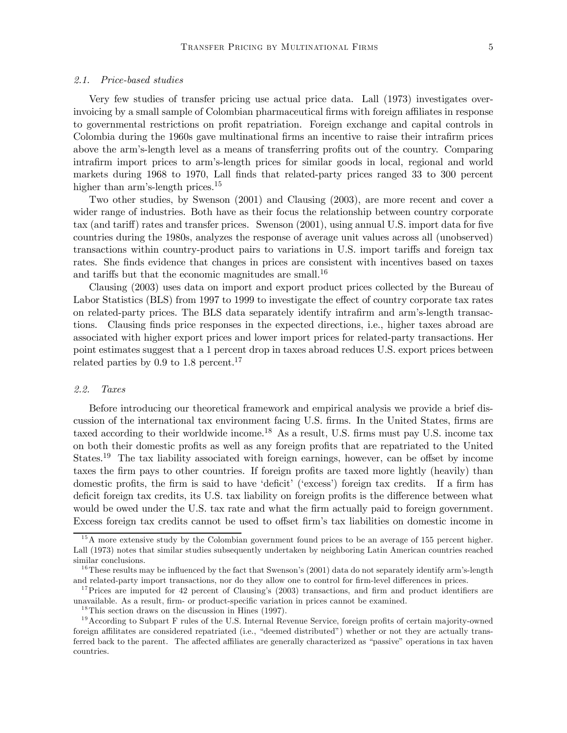### 2.1. *Price-based studies*

Very few studies of transfer pricing use actual price data. Lall (1973) investigates over-invoicing by a small sample of Colombian pharmaceutical firms with foreign affiliates in response to governmental restrictions on profit repatriation. Foreign exchange and capital controls in Colombia during the 1960s gave multinational firms an incentive to raise their intrafirm prices above the arm's-length level as a means of transferring profits out of the country. Comparing intrafirm import prices to arm's-length prices for similar goods in local, regional and world markets during 1968 to 1970, Lall finds that related-party prices ranged 33 to 300 percent higher than arm's-length prices.[15]

Two other studies, by Swenson (2001) and Clausing (2003), are more recent and cover a wider range of industries. Both have as their focus the relationship between country corporate tax (and tariff) rates and transfer prices. Swenson (2001), using annual U.S. import data for five countries during the 1980s, analyzes the response of average unit values across all (unobserved) transactions within country-product pairs to variations in U.S. import tariffs and foreign tax rates. She finds evidence that changes in prices are consistent with incentives based on taxes and tariffs but that the economic magnitudes are small.[16]

Clausing (2003) uses data on import and export product prices collected by the Bureau of Labor Statistics (BLS) from 1997 to 1999 to investigate the effect of country corporate tax rates on related-party prices. The BLS data separately identify intrafirm and arm's-length transactions. Clausing finds price responses in the expected directions, i.e., higher taxes abroad are associated with higher export prices and lower import prices for related-party transactions. Her point estimates suggest that a 1 percent drop in taxes abroad reduces U.S. export prices between related parties by 0.9 to 1.8 percent.[17]

### 2.2. *Taxes*

Before introducing our theoretical framework and empirical analysis we provide a brief discussion of the international tax environment facing U.S. firms. In the United States, firms are taxed according to their worldwide income.[18] As a result, U.S. firms must pay U.S. income tax on both their domestic profits as well as any foreign profits that are repatriated to the United States.[19] The tax liability associated with foreign earnings, however, can be offset by income taxes the firm pays to other countries. If foreign profits are taxed more lightly (heavily) than domestic profits, the firm is said to have 'deficit' ('excess') foreign tax credits. If a firm has deficit foreign tax credits, its U.S. tax liability on foreign profits is the difference between what would be owed under the U.S. tax rate and what the firm actually paid to foreign government. Excess foreign tax credits cannot be used to offset firm's tax liabilities on domestic income in

---

[15] A more extensive study by the Colombian government found prices to be an average of 155 percent higher. Lall (1973) notes that similar studies subsequently undertaken by neighboring Latin American countries reached similar conclusions.

[16] These results may be influenced by the fact that Swenson's (2001) data do not separately identify arm's-length and related-party import transactions, nor do they allow one to control for firm-level differences in prices.

[17] Prices are imputed for 42 percent of Clausing's (2003) transactions, and firm and product identifiers are unavailable. As a result, firm- or product-specific variation in prices cannot be examined.

[18] This section draws on the discussion in Hines (1997).

[19] According to Subpart F rules of the U.S. Internal Revenue Service, foreign profits of certain majority-owned foreign affilitates are considered repatriated (i.e., "deemed distributed") whether or not they are actually transferred back to the parent. The affected affiliates are generally characterized as "passive" operations in tax haven countries.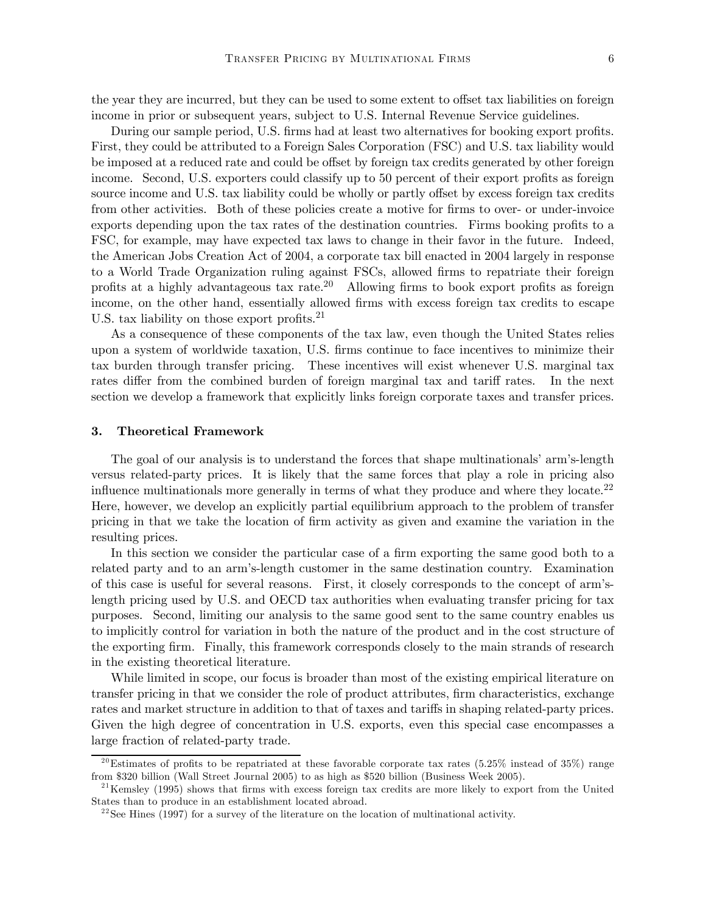the year they are incurred, but they can be used to some extent to offset tax liabilities on foreign income in prior or subsequent years, subject to U.S. Internal Revenue Service guidelines.

During our sample period, U.S. firms had at least two alternatives for booking export profits. First, they could be attributed to a Foreign Sales Corporation (FSC) and U.S. tax liability would be imposed at a reduced rate and could be offset by foreign tax credits generated by other foreign income. Second, U.S. exporters could classify up to 50 percent of their export profits as foreign source income and U.S. tax liability could be wholly or partly offset by excess foreign tax credits from other activities. Both of these policies create a motive for firms to over- or under-invoice exports depending upon the tax rates of the destination countries. Firms booking profits to a FSC, for example, may have expected tax laws to change in their favor in the future. Indeed, the American Jobs Creation Act of 2004, a corporate tax bill enacted in 2004 largely in response to a World Trade Organization ruling against FSCs, allowed firms to repatriate their foreign profits at a highly advantageous tax rate.[20] Allowing firms to book export profits as foreign income, on the other hand, essentially allowed firms with excess foreign tax credits to escape U.S. tax liability on those export profits.[21]

As a consequence of these components of the tax law, even though the United States relies upon a system of worldwide taxation, U.S. firms continue to face incentives to minimize their tax burden through transfer pricing. These incentives will exist whenever U.S. marginal tax rates differ from the combined burden of foreign marginal tax and tariff rates. In the next section we develop a framework that explicitly links foreign corporate taxes and transfer prices.

## 3. Theoretical Framework

The goal of our analysis is to understand the forces that shape multinationals' arm's-length versus related-party prices. It is likely that the same forces that play a role in pricing also influence multinationals more generally in terms of what they produce and where they locate.[22] Here, however, we develop an explicitly partial equilibrium approach to the problem of transfer pricing in that we take the location of firm activity as given and examine the variation in the resulting prices.

In this section we consider the particular case of a firm exporting the same good both to a related party and to an arm's-length customer in the same destination country. Examination of this case is useful for several reasons. First, it closely corresponds to the concept of arm's-length pricing used by U.S. and OECD tax authorities when evaluating transfer pricing for tax purposes. Second, limiting our analysis to the same good sent to the same country enables us to implicitly control for variation in both the nature of the product and in the cost structure of the exporting firm. Finally, this framework corresponds closely to the main strands of research in the existing theoretical literature.

While limited in scope, our focus is broader than most of the existing empirical literature on transfer pricing in that we consider the role of product attributes, firm characteristics, exchange rates and market structure in addition to that of taxes and tariffs in shaping related-party prices. Given the high degree of concentration in U.S. exports, even this special case encompasses a large fraction of related-party trade.

[20] Estimates of profits to be repatriated at these favorable corporate tax rates (5.25% instead of 35%) range from \$320 billion (Wall Street Journal 2005) to as high as \$520 billion (Business Week 2005).

[21] Kemsley (1995) shows that firms with excess foreign tax credits are more likely to export from the United States than to produce in an establishment located abroad.

[22] See Hines (1997) for a survey of the literature on the location of multinational activity.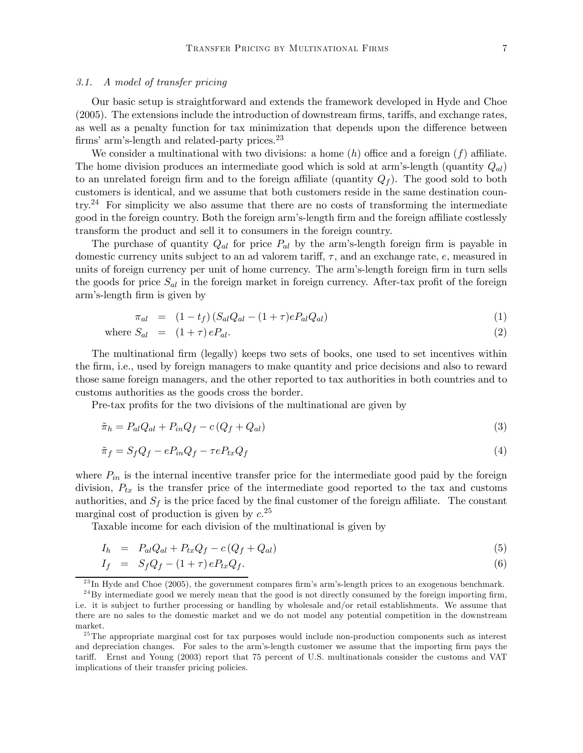### 3.1. A model of transfer pricing

Our basic setup is straightforward and extends the framework developed in Hyde and Choe (2005). The extensions include the introduction of downstream firms, tariffs, and exchange rates, as well as a penalty function for tax minimization that depends upon the difference between firms' arm's-length and related-party prices.[23]

We consider a multinational with two divisions: a home ($h$) office and a foreign ($f$) affiliate. The home division produces an intermediate good which is sold at arm's-length (quantity $Q_{al}$) to an unrelated foreign firm and to the foreign affiliate (quantity $Q_f$). The good sold to both customers is identical, and we assume that both customers reside in the same destination country.[24] For simplicity we also assume that there are no costs of transforming the intermediate good in the foreign country. Both the foreign arm's-length firm and the foreign affiliate costlessly transform the product and sell it to consumers in the foreign country.

The purchase of quantity $Q_{al}$ for price $P_{al}$ by the arm's-length foreign firm is payable in domestic currency units subject to an ad valorem tariff, $\tau$, and an exchange rate, $e$, measured in units of foreign currency per unit of home currency. The arm's-length foreign firm in turn sells the goods for price $S_{al}$ in the foreign market in foreign currency. After-tax profit of the foreign arm's-length firm is given by

$$\pi_{al} = (1 - t_f)(S_{al}Q_{al} - (1+\tau)eP_{al}Q_{al}) \tag{1}$$

$$\text{where } S_{al} = (1+\tau)\,eP_{al}. \tag{2}$$

The multinational firm (legally) keeps two sets of books, one used to set incentives within the firm, i.e., used by foreign managers to make quantity and price decisions and also to reward those same foreign managers, and the other reported to tax authorities in both countries and to customs authorities as the goods cross the border.

Pre-tax profits for the two divisions of the multinational are given by

$$\tilde{\pi}_h = P_{al}Q_{al} + P_{in}Q_f - c\,(Q_f + Q_{al}) \tag{3}$$

$$\tilde{\pi}_f = S_fQ_f - eP_{in}Q_f - \tau eP_{tx}Q_f \tag{4}$$

where $P_{in}$ is the internal incentive transfer price for the intermediate good paid by the foreign division, $P_{tx}$ is the transfer price of the intermediate good reported to the tax and customs authorities, and $S_f$ is the price faced by the final customer of the foreign affiliate. The constant marginal cost of production is given by $c$.[25]

Taxable income for each division of the multinational is given by

$$I_h = P_{al}Q_{al} + P_{tx}Q_f - c\,(Q_f + Q_{al}) \tag{5}$$

$$I_f = S_fQ_f - (1+\tau)\,eP_{tx}Q_f. \tag{6}$$

---

[23] In Hyde and Choe (2005), the government compares firm's arm's-length prices to an exogenous benchmark.

[24] By intermediate good we merely mean that the good is not directly consumed by the foreign importing firm, i.e. it is subject to further processing or handling by wholesale and/or retail establishments. We assume that there are no sales to the domestic market and we do not model any potential competition in the downstream market.

[25] The appropriate marginal cost for tax purposes would include non-production components such as interest and depreciation changes. For sales to the arm's-length customer we assume that the importing firm pays the tariff. Ernst and Young (2003) report that 75 percent of U.S. multinationals consider the customs and VAT implications of their transfer pricing policies.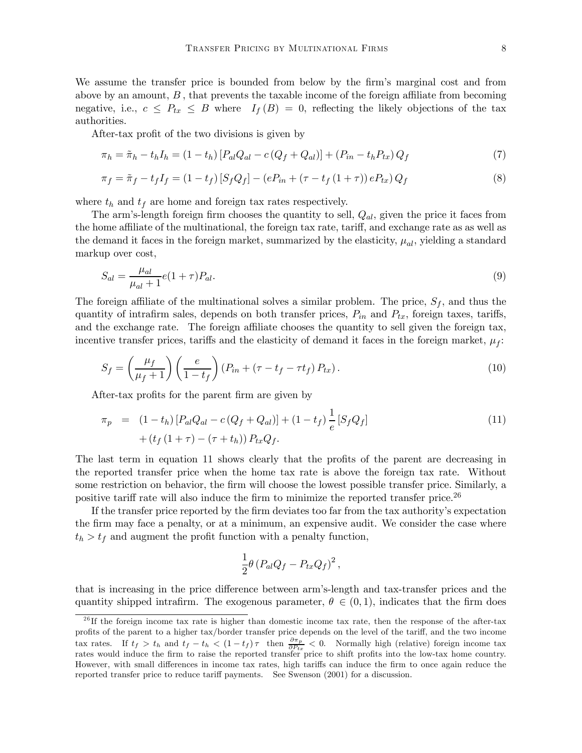We assume the transfer price is bounded from below by the firm's marginal cost and from above by an amount, $B$, that prevents the taxable income of the foreign affiliate from becoming negative, i.e., $c \leq P_{tx} \leq B$ where $I_f(B) = 0$, reflecting the likely objections of the tax authorities.

After-tax profit of the two divisions is given by

$$\pi_h = \tilde{\pi}_h - t_h I_h = (1 - t_h)\left[P_{al}Q_{al} - c\left(Q_f + Q_{al}\right)\right] + \left(P_{in} - t_h P_{tx}\right) Q_f \tag{7}$$

$$\pi_f = \tilde{\pi}_f - t_f I_f = (1 - t_f)\left[S_f Q_f\right] - \left(eP_{in} + \left(\tau - t_f\left(1 + \tau\right)\right) eP_{tx}\right) Q_f \tag{8}$$

where $t_h$ and $t_f$ are home and foreign tax rates respectively.

The arm's-length foreign firm chooses the quantity to sell, $Q_{al}$, given the price it faces from the home affiliate of the multinational, the foreign tax rate, tariff, and exchange rate as well as the demand it faces in the foreign market, summarized by the elasticity, $\mu_{al}$, yielding a standard markup over cost,

$$S_{al} = \frac{\mu_{al}}{\mu_{al} + 1} e(1 + \tau) P_{al}. \tag{9}$$

The foreign affiliate of the multinational solves a similar problem. The price, $S_f$, and thus the quantity of intrafirm sales, depends on both transfer prices, $P_{in}$ and $P_{tx}$, foreign taxes, tariffs, and the exchange rate. The foreign affiliate chooses the quantity to sell given the foreign tax, incentive transfer prices, tariffs and the elasticity of demand it faces in the foreign market, $\mu_f$:

$$S_f = \left(\frac{\mu_f}{\mu_f + 1}\right)\left(\frac{e}{1 - t_f}\right)\left(P_{in} + \left(\tau - t_f - \tau t_f\right) P_{tx}\right). \tag{10}$$

After-tax profits for the parent firm are given by

$$\begin{aligned} \pi_p &= (1 - t_h)\left[P_{al}Q_{al} - c\left(Q_f + Q_{al}\right)\right] + (1 - t_f)\frac{1}{e}\left[S_f Q_f\right] \\ &\quad + \left(t_f\left(1 + \tau\right) - \left(\tau + t_h\right)\right) P_{tx} Q_f. \end{aligned} \tag{11}$$

The last term in equation 11 shows clearly that the profits of the parent are decreasing in the reported transfer price when the home tax rate is above the foreign tax rate. Without some restriction on behavior, the firm will choose the lowest possible transfer price. Similarly, a positive tariff rate will also induce the firm to minimize the reported transfer price.[26]

If the transfer price reported by the firm deviates too far from the tax authority's expectation the firm may face a penalty, or at a minimum, an expensive audit. We consider the case where $t_h > t_f$ and augment the profit function with a penalty function,

$$\frac{1}{2}\theta\left(P_{al}Q_f - P_{tx}Q_f\right)^2,$$

that is increasing in the price difference between arm's-length and tax-transfer prices and the quantity shipped intrafirm. The exogenous parameter, $\theta \in (0, 1)$, indicates that the firm does

[26] If the foreign income tax rate is higher than domestic income tax rate, then the response of the after-tax profits of the parent to a higher tax/border transfer price depends on the level of the tariff, and the two income tax rates. If $t_f > t_h$ and $t_f - t_h < (1 - t_f)\tau$ then $\frac{\partial \pi_p}{\partial P_{tx}} < 0$. Normally high (relative) foreign income tax rates would induce the firm to raise the reported transfer price to shift profits into the low-tax home country. However, with small differences in income tax rates, high tariffs can induce the firm to once again reduce the reported transfer price to reduce tariff payments. See Swenson (2001) for a discussion.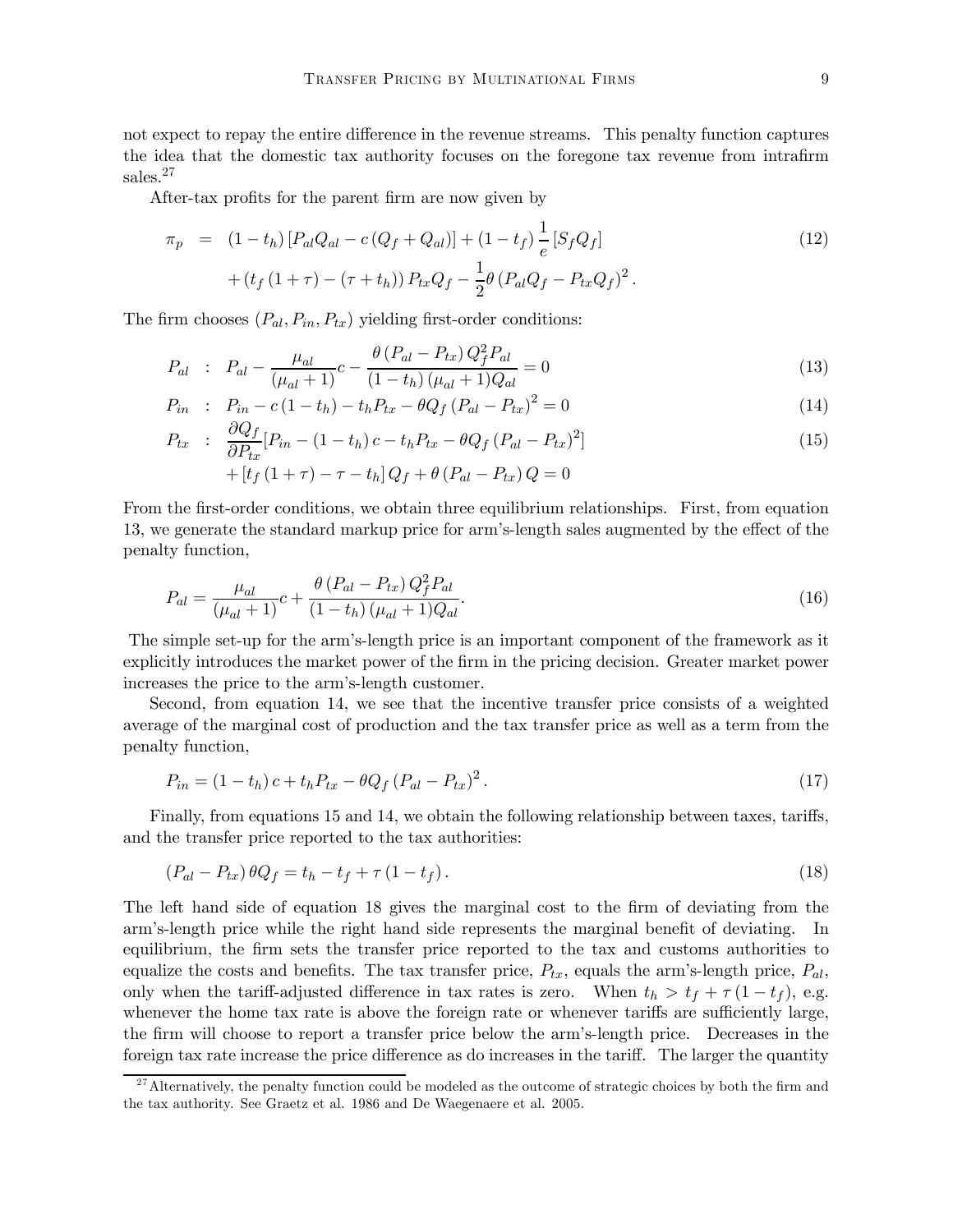not expect to repay the entire difference in the revenue streams. This penalty function captures the idea that the domestic tax authority focuses on the foregone tax revenue from intrafirm sales.[27]

After-tax profits for the parent firm are now given by

$$
\begin{aligned}
\pi_p &= (1-t_h)\left[P_{al}Q_{al} - c\left(Q_f + Q_{al}\right)\right] + (1-t_f)\frac{1}{e}\left[S_f Q_f\right] \\
&\quad + \left(t_f\left(1+\tau\right) - \left(\tau + t_h\right)\right)P_{tx}Q_f - \frac{1}{2}\theta\left(P_{al}Q_f - P_{tx}Q_f\right)^2.
\end{aligned} \tag{12}
$$

The firm chooses $(P_{al}, P_{in}, P_{tx})$ yielding first-order conditions:

$$
P_{al} \ : \ P_{al} - \frac{\mu_{al}}{(\mu_{al}+1)}c - \frac{\theta\left(P_{al}-P_{tx}\right)Q_f^2 P_{al}}{(1-t_h)\left(\mu_{al}+1\right)Q_{al}} = 0 \tag{13}
$$

$$
P_{in} \ : \ P_{in} - c\left(1-t_h\right) - t_h P_{tx} - \theta Q_f\left(P_{al}-P_{tx}\right)^2 = 0 \tag{14}
$$

$$
\begin{aligned}
P_{tx} \ : \ & \frac{\partial Q_f}{\partial P_{tx}}\left[P_{in} - \left(1-t_h\right)c - t_h P_{tx} - \theta Q_f\left(P_{al}-P_{tx}\right)^2\right] \\
& + \left[t_f\left(1+\tau\right) - \tau - t_h\right]Q_f + \theta\left(P_{al}-P_{tx}\right)Q = 0
\end{aligned} \tag{15}
$$

From the first-order conditions, we obtain three equilibrium relationships. First, from equation 13, we generate the standard markup price for arm's-length sales augmented by the effect of the penalty function,

$$
P_{al} = \frac{\mu_{al}}{(\mu_{al}+1)}c + \frac{\theta\left(P_{al}-P_{tx}\right)Q_f^2 P_{al}}{(1-t_h)\left(\mu_{al}+1\right)Q_{al}}. \tag{16}
$$

The simple set-up for the arm's-length price is an important component of the framework as it explicitly introduces the market power of the firm in the pricing decision. Greater market power increases the price to the arm's-length customer.

Second, from equation 14, we see that the incentive transfer price consists of a weighted average of the marginal cost of production and the tax transfer price as well as a term from the penalty function,

$$
P_{in} = \left(1-t_h\right)c + t_h P_{tx} - \theta Q_f\left(P_{al}-P_{tx}\right)^2. \tag{17}
$$

Finally, from equations 15 and 14, we obtain the following relationship between taxes, tariffs, and the transfer price reported to the tax authorities:

$$
\left(P_{al}-P_{tx}\right)\theta Q_f = t_h - t_f + \tau\left(1-t_f\right). \tag{18}
$$

The left hand side of equation 18 gives the marginal cost to the firm of deviating from the arm's-length price while the right hand side represents the marginal benefit of deviating. In equilibrium, the firm sets the transfer price reported to the tax and customs authorities to equalize the costs and benefits. The tax transfer price, $P_{tx}$, equals the arm's-length price, $P_{al}$, only when the tariff-adjusted difference in tax rates is zero. When $t_h > t_f + \tau\left(1-t_f\right)$, e.g. whenever the home tax rate is above the foreign rate or whenever tariffs are sufficiently large, the firm will choose to report a transfer price below the arm's-length price. Decreases in the foreign tax rate increase the price difference as do increases in the tariff. The larger the quantity

[27] Alternatively, the penalty function could be modeled as the outcome of strategic choices by both the firm and the tax authority. See Graetz et al. 1986 and De Waegenaere et al. 2005.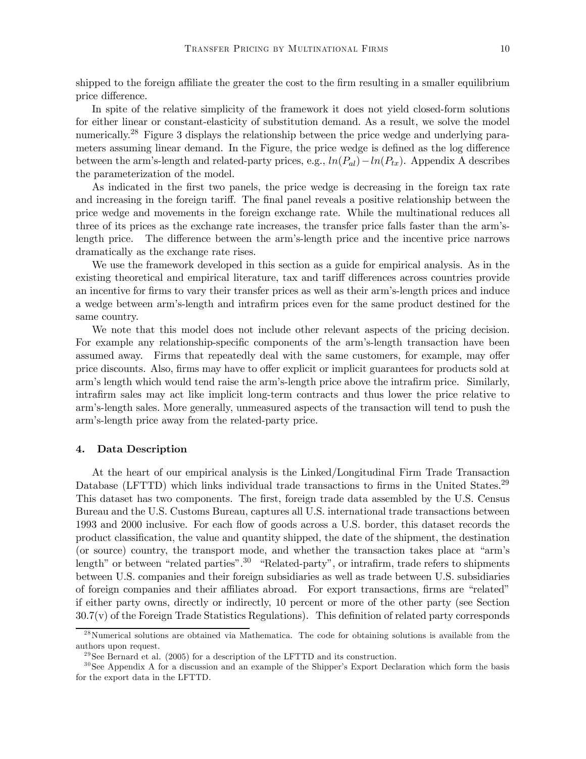shipped to the foreign affiliate the greater the cost to the firm resulting in a smaller equilibrium price difference.

In spite of the relative simplicity of the framework it does not yield closed-form solutions for either linear or constant-elasticity of substitution demand. As a result, we solve the model numerically.[28] Figure 3 displays the relationship between the price wedge and underlying parameters assuming linear demand. In the Figure, the price wedge is defined as the log difference between the arm's-length and related-party prices, e.g., $ln(P_{al}) - ln(P_{tx})$. Appendix A describes the parameterization of the model.

As indicated in the first two panels, the price wedge is decreasing in the foreign tax rate and increasing in the foreign tariff. The final panel reveals a positive relationship between the price wedge and movements in the foreign exchange rate. While the multinational reduces all three of its prices as the exchange rate increases, the transfer price falls faster than the arm's-length price. The difference between the arm's-length price and the incentive price narrows dramatically as the exchange rate rises.

We use the framework developed in this section as a guide for empirical analysis. As in the existing theoretical and empirical literature, tax and tariff differences across countries provide an incentive for firms to vary their transfer prices as well as their arm's-length prices and induce a wedge between arm's-length and intrafirm prices even for the same product destined for the same country.

We note that this model does not include other relevant aspects of the pricing decision. For example any relationship-specific components of the arm's-length transaction have been assumed away. Firms that repeatedly deal with the same customers, for example, may offer price discounts. Also, firms may have to offer explicit or implicit guarantees for products sold at arm's length which would tend raise the arm's-length price above the intrafirm price. Similarly, intrafirm sales may act like implicit long-term contracts and thus lower the price relative to arm's-length sales. More generally, unmeasured aspects of the transaction will tend to push the arm's-length price away from the related-party price.

## 4. Data Description

At the heart of our empirical analysis is the Linked/Longitudinal Firm Trade Transaction Database (LFTTD) which links individual trade transactions to firms in the United States.[29] This dataset has two components. The first, foreign trade data assembled by the U.S. Census Bureau and the U.S. Customs Bureau, captures all U.S. international trade transactions between 1993 and 2000 inclusive. For each flow of goods across a U.S. border, this dataset records the product classification, the value and quantity shipped, the date of the shipment, the destination (or source) country, the transport mode, and whether the transaction takes place at "arm's length" or between "related parties".[30] "Related-party", or intrafirm, trade refers to shipments between U.S. companies and their foreign subsidiaries as well as trade between U.S. subsidiaries of foreign companies and their affiliates abroad. For export transactions, firms are "related" if either party owns, directly or indirectly, 10 percent or more of the other party (see Section 30.7(v) of the Foreign Trade Statistics Regulations). This definition of related party corresponds

[28] Numerical solutions are obtained via Mathematica. The code for obtaining solutions is available from the authors upon request.

[29] See Bernard et al. (2005) for a description of the LFTTD and its construction.

[30] See Appendix A for a discussion and an example of the Shipper's Export Declaration which form the basis for the export data in the LFTTD.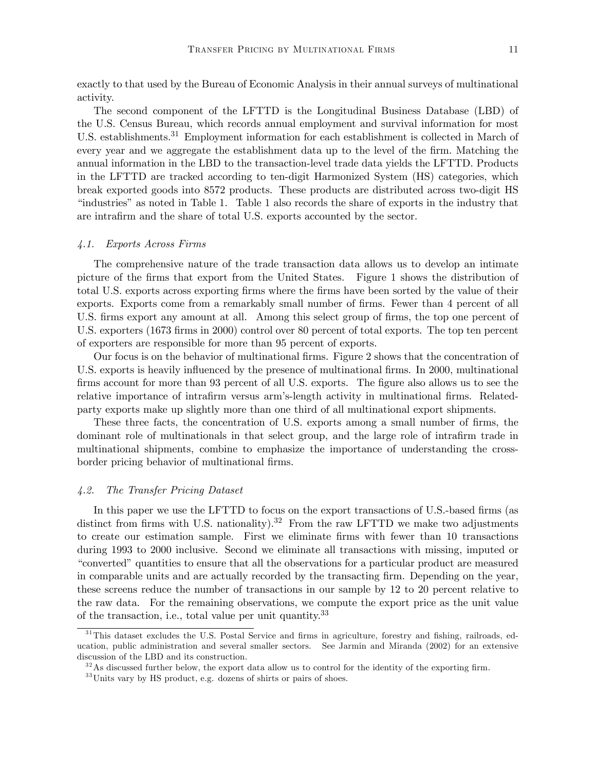exactly to that used by the Bureau of Economic Analysis in their annual surveys of multinational activity.

The second component of the LFTTD is the Longitudinal Business Database (LBD) of the U.S. Census Bureau, which records annual employment and survival information for most U.S. establishments.[31] Employment information for each establishment is collected in March of every year and we aggregate the establishment data up to the level of the firm. Matching the annual information in the LBD to the transaction-level trade data yields the LFTTD. Products in the LFTTD are tracked according to ten-digit Harmonized System (HS) categories, which break exported goods into 8572 products. These products are distributed across two-digit HS "industries" as noted in Table 1. Table 1 also records the share of exports in the industry that are intrafirm and the share of total U.S. exports accounted by the sector.

### *4.1. Exports Across Firms*

The comprehensive nature of the trade transaction data allows us to develop an intimate picture of the firms that export from the United States. Figure 1 shows the distribution of total U.S. exports across exporting firms where the firms have been sorted by the value of their exports. Exports come from a remarkably small number of firms. Fewer than 4 percent of all U.S. firms export any amount at all. Among this select group of firms, the top one percent of U.S. exporters (1673 firms in 2000) control over 80 percent of total exports. The top ten percent of exporters are responsible for more than 95 percent of exports.

Our focus is on the behavior of multinational firms. Figure 2 shows that the concentration of U.S. exports is heavily influenced by the presence of multinational firms. In 2000, multinational firms account for more than 93 percent of all U.S. exports. The figure also allows us to see the relative importance of intrafirm versus arm's-length activity in multinational firms. Related-party exports make up slightly more than one third of all multinational export shipments.

These three facts, the concentration of U.S. exports among a small number of firms, the dominant role of multinationals in that select group, and the large role of intrafirm trade in multinational shipments, combine to emphasize the importance of understanding the cross-border pricing behavior of multinational firms.

### *4.2. The Transfer Pricing Dataset*

In this paper we use the LFTTD to focus on the export transactions of U.S.-based firms (as distinct from firms with U.S. nationality).[32] From the raw LFTTD we make two adjustments to create our estimation sample. First we eliminate firms with fewer than 10 transactions during 1993 to 2000 inclusive. Second we eliminate all transactions with missing, imputed or "converted" quantities to ensure that all the observations for a particular product are measured in comparable units and are actually recorded by the transacting firm. Depending on the year, these screens reduce the number of transactions in our sample by 12 to 20 percent relative to the raw data. For the remaining observations, we compute the export price as the unit value of the transaction, i.e., total value per unit quantity.[33]

---

[31] This dataset excludes the U.S. Postal Service and firms in agriculture, forestry and fishing, railroads, education, public administration and several smaller sectors. See Jarmin and Miranda (2002) for an extensive discussion of the LBD and its construction.

[32] As discussed further below, the export data allow us to control for the identity of the exporting firm.

[33] Units vary by HS product, e.g. dozens of shirts or pairs of shoes.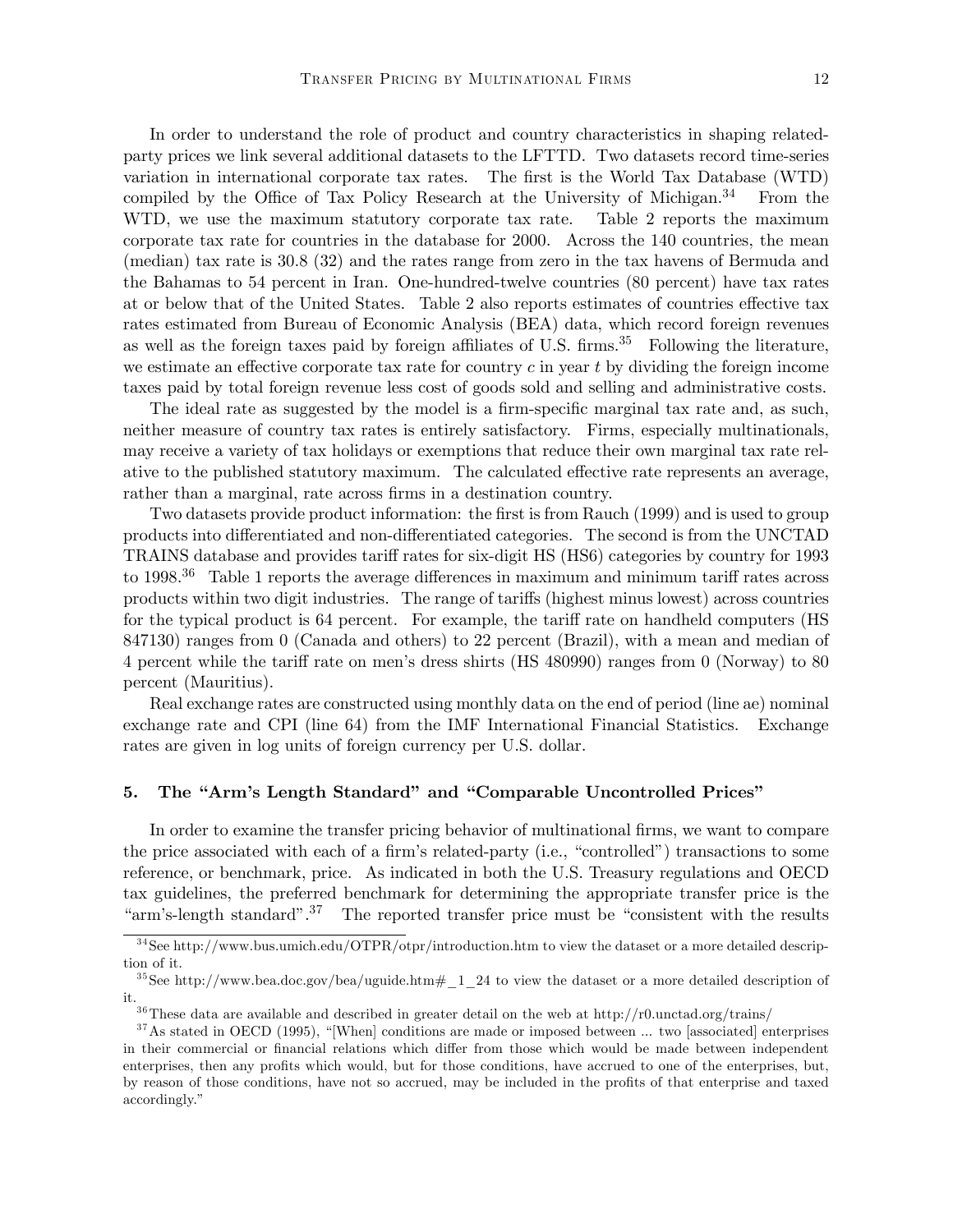In order to understand the role of product and country characteristics in shaping related-party prices we link several additional datasets to the LFTTD. Two datasets record time-series variation in international corporate tax rates. The first is the World Tax Database (WTD) compiled by the Office of Tax Policy Research at the University of Michigan.[34] From the WTD, we use the maximum statutory corporate tax rate. Table 2 reports the maximum corporate tax rate for countries in the database for 2000. Across the 140 countries, the mean (median) tax rate is 30.8 (32) and the rates range from zero in the tax havens of Bermuda and the Bahamas to 54 percent in Iran. One-hundred-twelve countries (80 percent) have tax rates at or below that of the United States. Table 2 also reports estimates of countries effective tax rates estimated from Bureau of Economic Analysis (BEA) data, which record foreign revenues as well as the foreign taxes paid by foreign affiliates of U.S. firms.[35] Following the literature, we estimate an effective corporate tax rate for country $c$ in year $t$ by dividing the foreign income taxes paid by total foreign revenue less cost of goods sold and selling and administrative costs.

The ideal rate as suggested by the model is a firm-specific marginal tax rate and, as such, neither measure of country tax rates is entirely satisfactory. Firms, especially multinationals, may receive a variety of tax holidays or exemptions that reduce their own marginal tax rate relative to the published statutory maximum. The calculated effective rate represents an average, rather than a marginal, rate across firms in a destination country.

Two datasets provide product information: the first is from Rauch (1999) and is used to group products into differentiated and non-differentiated categories. The second is from the UNCTAD TRAINS database and provides tariff rates for six-digit HS (HS6) categories by country for 1993 to 1998.[36] Table 1 reports the average differences in maximum and minimum tariff rates across products within two digit industries. The range of tariffs (highest minus lowest) across countries for the typical product is 64 percent. For example, the tariff rate on handheld computers (HS 847130) ranges from 0 (Canada and others) to 22 percent (Brazil), with a mean and median of 4 percent while the tariff rate on men's dress shirts (HS 480990) ranges from 0 (Norway) to 80 percent (Mauritius).

Real exchange rates are constructed using monthly data on the end of period (line ae) nominal exchange rate and CPI (line 64) from the IMF International Financial Statistics. Exchange rates are given in log units of foreign currency per U.S. dollar.

## 5. The "Arm's Length Standard" and "Comparable Uncontrolled Prices"

In order to examine the transfer pricing behavior of multinational firms, we want to compare the price associated with each of a firm's related-party (i.e., "controlled") transactions to some reference, or benchmark, price. As indicated in both the U.S. Treasury regulations and OECD tax guidelines, the preferred benchmark for determining the appropriate transfer price is the "arm's-length standard".[37] The reported transfer price must be "consistent with the results

---

[34] See http://www.bus.umich.edu/OTPR/otpr/introduction.htm to view the dataset or a more detailed description of it.

[35] See http://www.bea.doc.gov/bea/uguide.htm#_1_24 to view the dataset or a more detailed description of it.

[36] These data are available and described in greater detail on the web at http://r0.unctad.org/trains/

[37] As stated in OECD (1995), "[When] conditions are made or imposed between ... two [associated] enterprises in their commercial or financial relations which differ from those which would be made between independent enterprises, then any profits which would, but for those conditions, have accrued to one of the enterprises, but, by reason of those conditions, have not so accrued, may be included in the profits of that enterprise and taxed accordingly."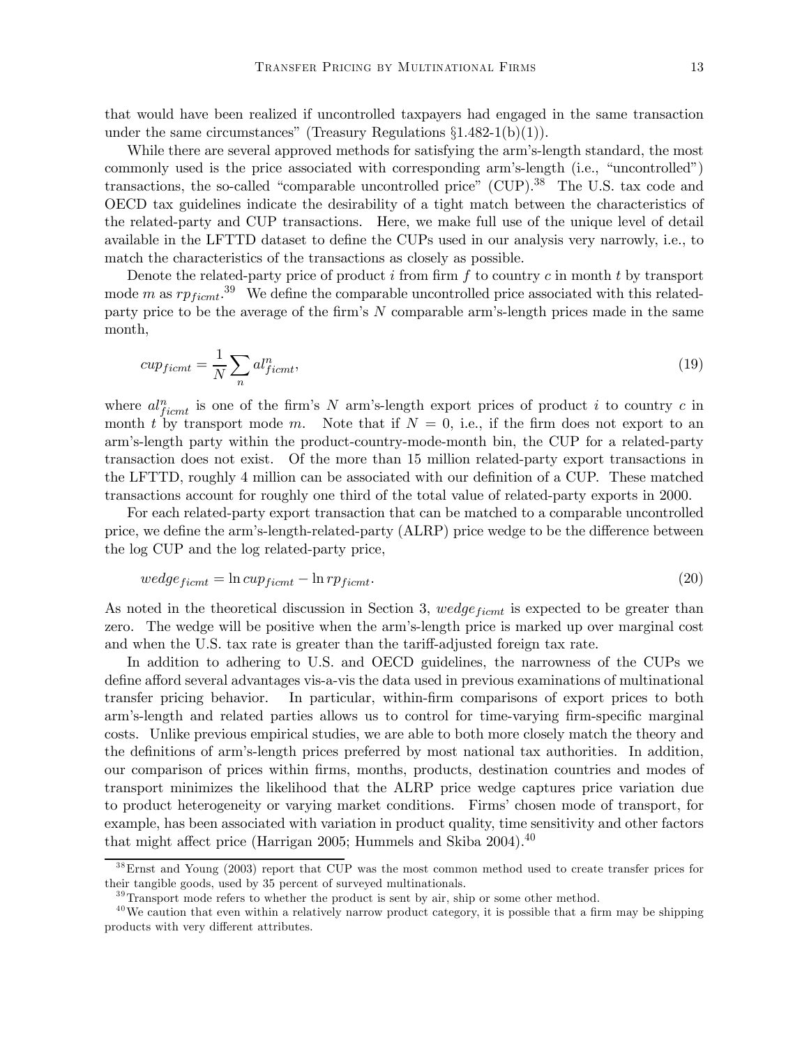that would have been realized if uncontrolled taxpayers had engaged in the same transaction under the same circumstances" (Treasury Regulations §1.482-1(b)(1)).

While there are several approved methods for satisfying the arm's-length standard, the most commonly used is the price associated with corresponding arm's-length (i.e., "uncontrolled") transactions, the so-called "comparable uncontrolled price" (CUP).[38] The U.S. tax code and OECD tax guidelines indicate the desirability of a tight match between the characteristics of the related-party and CUP transactions. Here, we make full use of the unique level of detail available in the LFTTD dataset to define the CUPs used in our analysis very narrowly, i.e., to match the characteristics of the transactions as closely as possible.

Denote the related-party price of product $i$ from firm $f$ to country $c$ in month $t$ by transport mode $m$ as $rp_{ficmt}$.[39] We define the comparable uncontrolled price associated with this related-party price to be the average of the firm's $N$ comparable arm's-length prices made in the same month,

$$cup_{ficmt} = \frac{1}{N} \sum_{n} al^{n}_{ficmt}, \tag{19}$$

where $al^{n}_{ficmt}$ is one of the firm's $N$ arm's-length export prices of product $i$ to country $c$ in month $t$ by transport mode $m$. Note that if $N = 0$, i.e., if the firm does not export to an arm's-length party within the product-country-mode-month bin, the CUP for a related-party transaction does not exist. Of the more than 15 million related-party export transactions in the LFTTD, roughly 4 million can be associated with our definition of a CUP. These matched transactions account for roughly one third of the total value of related-party exports in 2000.

For each related-party export transaction that can be matched to a comparable uncontrolled price, we define the arm's-length-related-party (ALRP) price wedge to be the difference between the log CUP and the log related-party price,

$$wedge_{ficmt} = \ln cup_{ficmt} - \ln rp_{ficmt}. \tag{20}$$

As noted in the theoretical discussion in Section 3, $wedge_{ficmt}$ is expected to be greater than zero. The wedge will be positive when the arm's-length price is marked up over marginal cost and when the U.S. tax rate is greater than the tariff-adjusted foreign tax rate.

In addition to adhering to U.S. and OECD guidelines, the narrowness of the CUPs we define afford several advantages vis-a-vis the data used in previous examinations of multinational transfer pricing behavior. In particular, within-firm comparisons of export prices to both arm's-length and related parties allows us to control for time-varying firm-specific marginal costs. Unlike previous empirical studies, we are able to both more closely match the theory and the definitions of arm's-length prices preferred by most national tax authorities. In addition, our comparison of prices within firms, months, products, destination countries and modes of transport minimizes the likelihood that the ALRP price wedge captures price variation due to product heterogeneity or varying market conditions. Firms' chosen mode of transport, for example, has been associated with variation in product quality, time sensitivity and other factors that might affect price (Harrigan 2005; Hummels and Skiba 2004).[40]

[38] Ernst and Young (2003) report that CUP was the most common method used to create transfer prices for their tangible goods, used by 35 percent of surveyed multinationals.

[39] Transport mode refers to whether the product is sent by air, ship or some other method.

[40] We caution that even within a relatively narrow product category, it is possible that a firm may be shipping products with very different attributes.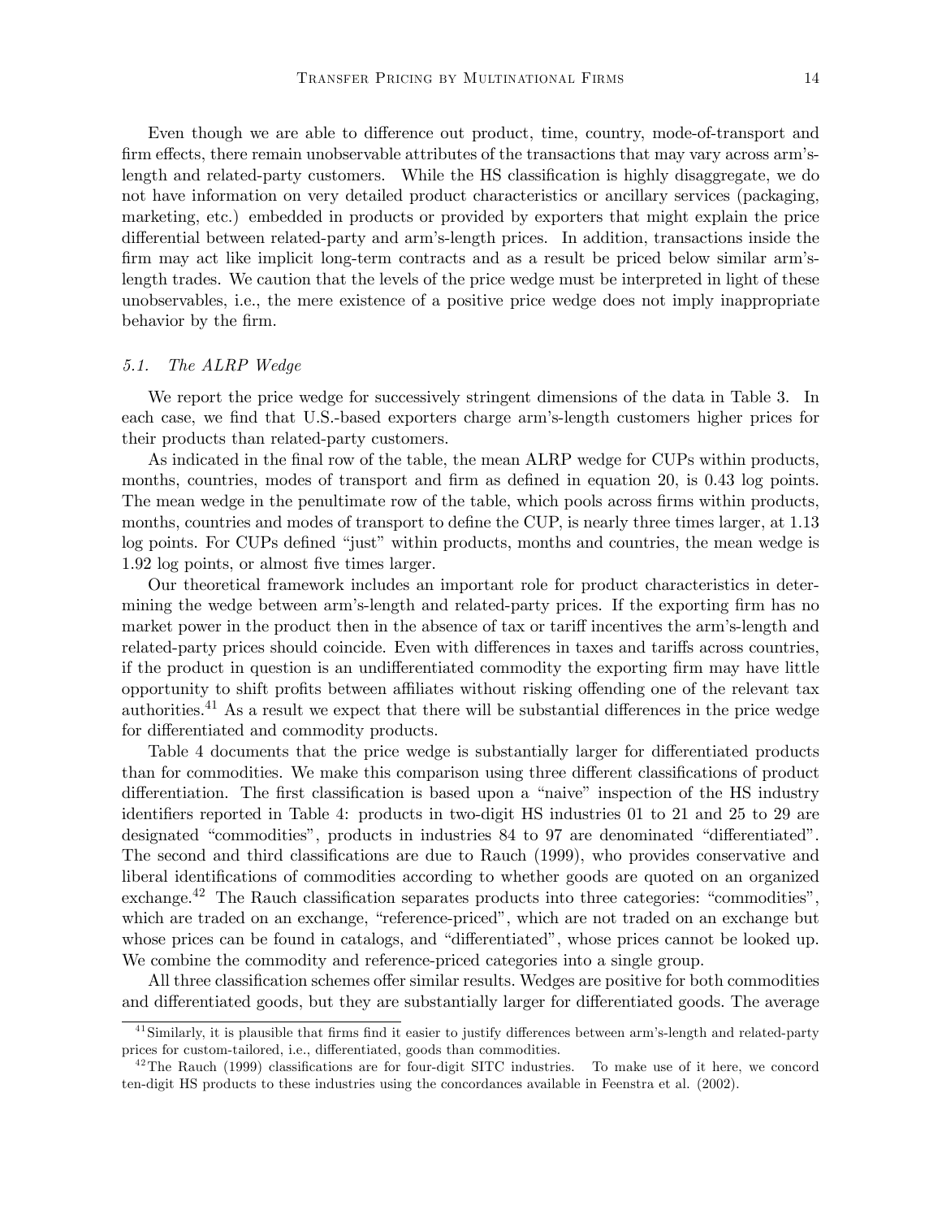Even though we are able to difference out product, time, country, mode-of-transport and firm effects, there remain unobservable attributes of the transactions that may vary across arm's-length and related-party customers. While the HS classification is highly disaggregate, we do not have information on very detailed product characteristics or ancillary services (packaging, marketing, etc.) embedded in products or provided by exporters that might explain the price differential between related-party and arm's-length prices. In addition, transactions inside the firm may act like implicit long-term contracts and as a result be priced below similar arm's-length trades. We caution that the levels of the price wedge must be interpreted in light of these unobservables, i.e., the mere existence of a positive price wedge does not imply inappropriate behavior by the firm.

### *5.1. The ALRP Wedge*

We report the price wedge for successively stringent dimensions of the data in Table 3. In each case, we find that U.S.-based exporters charge arm's-length customers higher prices for their products than related-party customers.

As indicated in the final row of the table, the mean ALRP wedge for CUPs within products, months, countries, modes of transport and firm as defined in equation 20, is 0.43 log points. The mean wedge in the penultimate row of the table, which pools across firms within products, months, countries and modes of transport to define the CUP, is nearly three times larger, at 1.13 log points. For CUPs defined "just" within products, months and countries, the mean wedge is 1.92 log points, or almost five times larger.

Our theoretical framework includes an important role for product characteristics in determining the wedge between arm's-length and related-party prices. If the exporting firm has no market power in the product then in the absence of tax or tariff incentives the arm's-length and related-party prices should coincide. Even with differences in taxes and tariffs across countries, if the product in question is an undifferentiated commodity the exporting firm may have little opportunity to shift profits between affiliates without risking offending one of the relevant tax authorities.[41] As a result we expect that there will be substantial differences in the price wedge for differentiated and commodity products.

Table 4 documents that the price wedge is substantially larger for differentiated products than for commodities. We make this comparison using three different classifications of product differentiation. The first classification is based upon a "naive" inspection of the HS industry identifiers reported in Table 4: products in two-digit HS industries 01 to 21 and 25 to 29 are designated "commodities", products in industries 84 to 97 are denominated "differentiated". The second and third classifications are due to Rauch (1999), who provides conservative and liberal identifications of commodities according to whether goods are quoted on an organized exchange.[42] The Rauch classification separates products into three categories: "commodities", which are traded on an exchange, "reference-priced", which are not traded on an exchange but whose prices can be found in catalogs, and "differentiated", whose prices cannot be looked up. We combine the commodity and reference-priced categories into a single group.

All three classification schemes offer similar results. Wedges are positive for both commodities and differentiated goods, but they are substantially larger for differentiated goods. The average

---

[41] Similarly, it is plausible that firms find it easier to justify differences between arm's-length and related-party prices for custom-tailored, i.e., differentiated, goods than commodities.

[42] The Rauch (1999) classifications are for four-digit SITC industries. To make use of it here, we concord ten-digit HS products to these industries using the concordances available in Feenstra et al. (2002).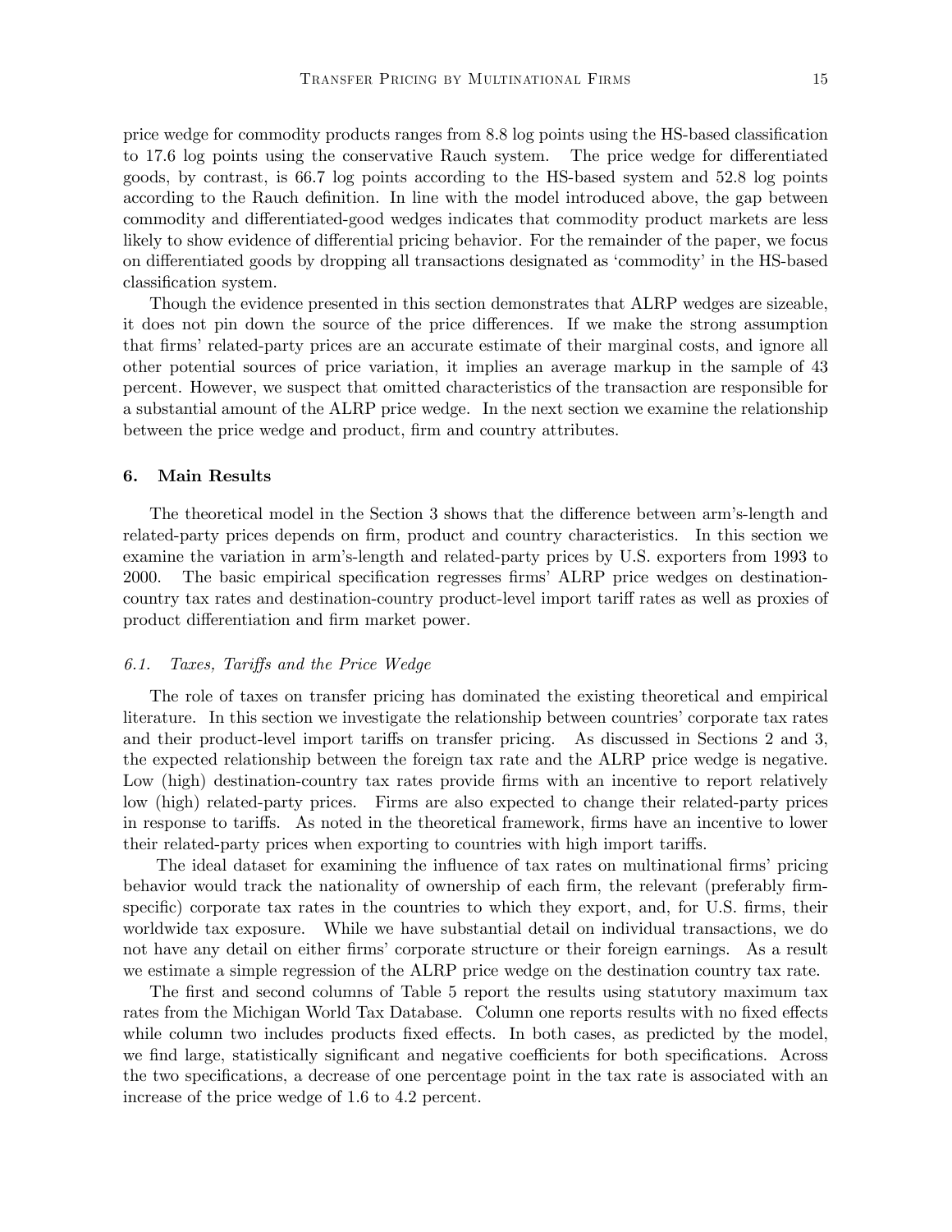price wedge for commodity products ranges from 8.8 log points using the HS-based classification to 17.6 log points using the conservative Rauch system. The price wedge for differentiated goods, by contrast, is 66.7 log points according to the HS-based system and 52.8 log points according to the Rauch definition. In line with the model introduced above, the gap between commodity and differentiated-good wedges indicates that commodity product markets are less likely to show evidence of differential pricing behavior. For the remainder of the paper, we focus on differentiated goods by dropping all transactions designated as 'commodity' in the HS-based classification system.

Though the evidence presented in this section demonstrates that ALRP wedges are sizeable, it does not pin down the source of the price differences. If we make the strong assumption that firms' related-party prices are an accurate estimate of their marginal costs, and ignore all other potential sources of price variation, it implies an average markup in the sample of 43 percent. However, we suspect that omitted characteristics of the transaction are responsible for a substantial amount of the ALRP price wedge. In the next section we examine the relationship between the price wedge and product, firm and country attributes.

## 6. Main Results

The theoretical model in the Section 3 shows that the difference between arm's-length and related-party prices depends on firm, product and country characteristics. In this section we examine the variation in arm's-length and related-party prices by U.S. exporters from 1993 to 2000. The basic empirical specification regresses firms' ALRP price wedges on destination-country tax rates and destination-country product-level import tariff rates as well as proxies of product differentiation and firm market power.

### 6.1. *Taxes, Tariffs and the Price Wedge*

The role of taxes on transfer pricing has dominated the existing theoretical and empirical literature. In this section we investigate the relationship between countries' corporate tax rates and their product-level import tariffs on transfer pricing. As discussed in Sections 2 and 3, the expected relationship between the foreign tax rate and the ALRP price wedge is negative. Low (high) destination-country tax rates provide firms with an incentive to report relatively low (high) related-party prices. Firms are also expected to change their related-party prices in response to tariffs. As noted in the theoretical framework, firms have an incentive to lower their related-party prices when exporting to countries with high import tariffs.

The ideal dataset for examining the influence of tax rates on multinational firms' pricing behavior would track the nationality of ownership of each firm, the relevant (preferably firm-specific) corporate tax rates in the countries to which they export, and, for U.S. firms, their worldwide tax exposure. While we have substantial detail on individual transactions, we do not have any detail on either firms' corporate structure or their foreign earnings. As a result we estimate a simple regression of the ALRP price wedge on the destination country tax rate.

The first and second columns of Table 5 report the results using statutory maximum tax rates from the Michigan World Tax Database. Column one reports results with no fixed effects while column two includes products fixed effects. In both cases, as predicted by the model, we find large, statistically significant and negative coefficients for both specifications. Across the two specifications, a decrease of one percentage point in the tax rate is associated with an increase of the price wedge of 1.6 to 4.2 percent.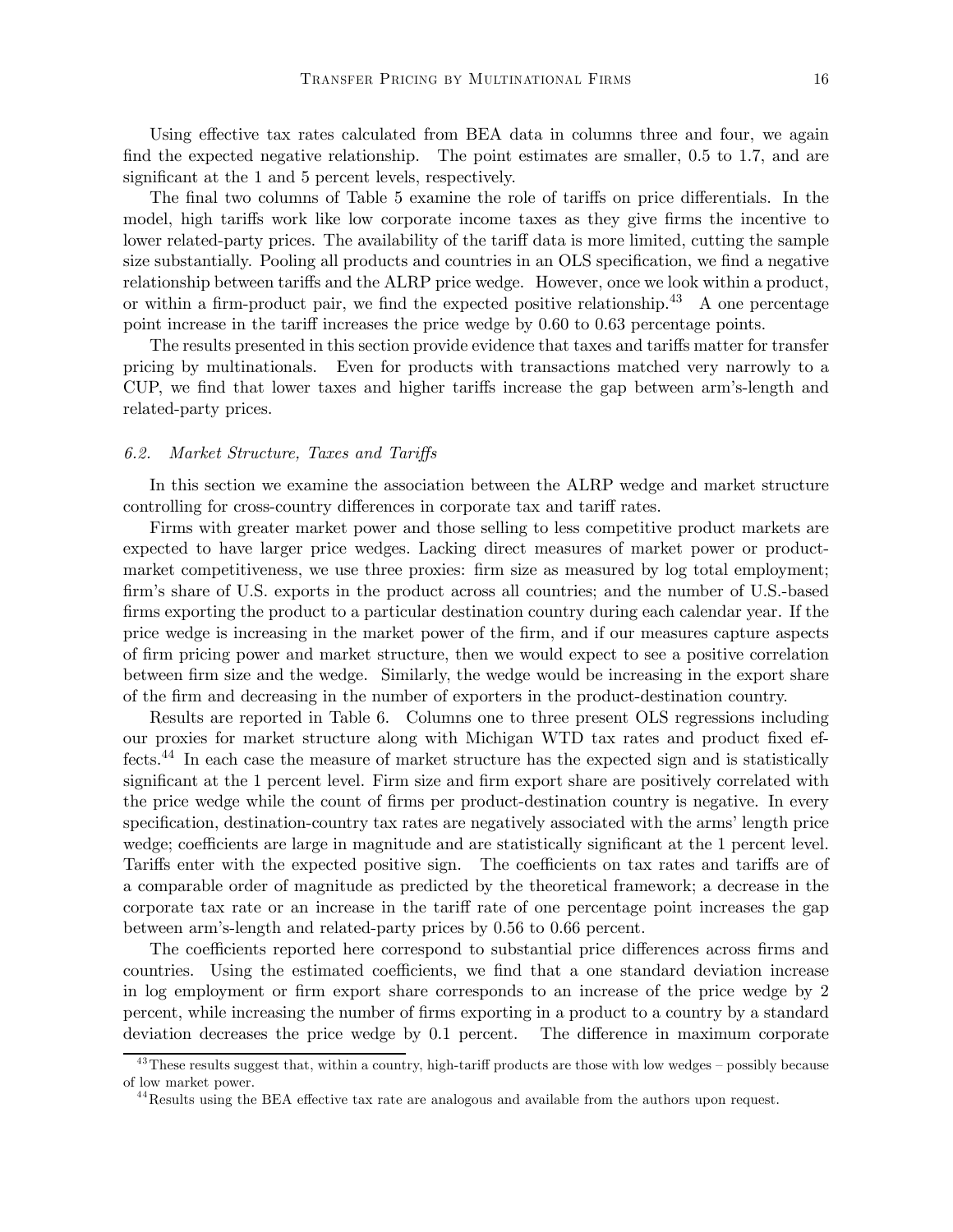Using effective tax rates calculated from BEA data in columns three and four, we again find the expected negative relationship. The point estimates are smaller, 0.5 to 1.7, and are significant at the 1 and 5 percent levels, respectively.

The final two columns of Table 5 examine the role of tariffs on price differentials. In the model, high tariffs work like low corporate income taxes as they give firms the incentive to lower related-party prices. The availability of the tariff data is more limited, cutting the sample size substantially. Pooling all products and countries in an OLS specification, we find a negative relationship between tariffs and the ALRP price wedge. However, once we look within a product, or within a firm-product pair, we find the expected positive relationship.[43] A one percentage point increase in the tariff increases the price wedge by 0.60 to 0.63 percentage points.

The results presented in this section provide evidence that taxes and tariffs matter for transfer pricing by multinationals. Even for products with transactions matched very narrowly to a CUP, we find that lower taxes and higher tariffs increase the gap between arm's-length and related-party prices.

### 6.2. *Market Structure, Taxes and Tariffs*

In this section we examine the association between the ALRP wedge and market structure controlling for cross-country differences in corporate tax and tariff rates.

Firms with greater market power and those selling to less competitive product markets are expected to have larger price wedges. Lacking direct measures of market power or product-market competitiveness, we use three proxies: firm size as measured by log total employment; firm's share of U.S. exports in the product across all countries; and the number of U.S.-based firms exporting the product to a particular destination country during each calendar year. If the price wedge is increasing in the market power of the firm, and if our measures capture aspects of firm pricing power and market structure, then we would expect to see a positive correlation between firm size and the wedge. Similarly, the wedge would be increasing in the export share of the firm and decreasing in the number of exporters in the product-destination country.

Results are reported in Table 6. Columns one to three present OLS regressions including our proxies for market structure along with Michigan WTD tax rates and product fixed effects.[44] In each case the measure of market structure has the expected sign and is statistically significant at the 1 percent level. Firm size and firm export share are positively correlated with the price wedge while the count of firms per product-destination country is negative. In every specification, destination-country tax rates are negatively associated with the arms' length price wedge; coefficients are large in magnitude and are statistically significant at the 1 percent level. Tariffs enter with the expected positive sign. The coefficients on tax rates and tariffs are of a comparable order of magnitude as predicted by the theoretical framework; a decrease in the corporate tax rate or an increase in the tariff rate of one percentage point increases the gap between arm's-length and related-party prices by 0.56 to 0.66 percent.

The coefficients reported here correspond to substantial price differences across firms and countries. Using the estimated coefficients, we find that a one standard deviation increase in log employment or firm export share corresponds to an increase of the price wedge by 2 percent, while increasing the number of firms exporting in a product to a country by a standard deviation decreases the price wedge by 0.1 percent. The difference in maximum corporate

[43] These results suggest that, within a country, high-tariff products are those with low wedges – possibly because of low market power.

[44] Results using the BEA effective tax rate are analogous and available from the authors upon request.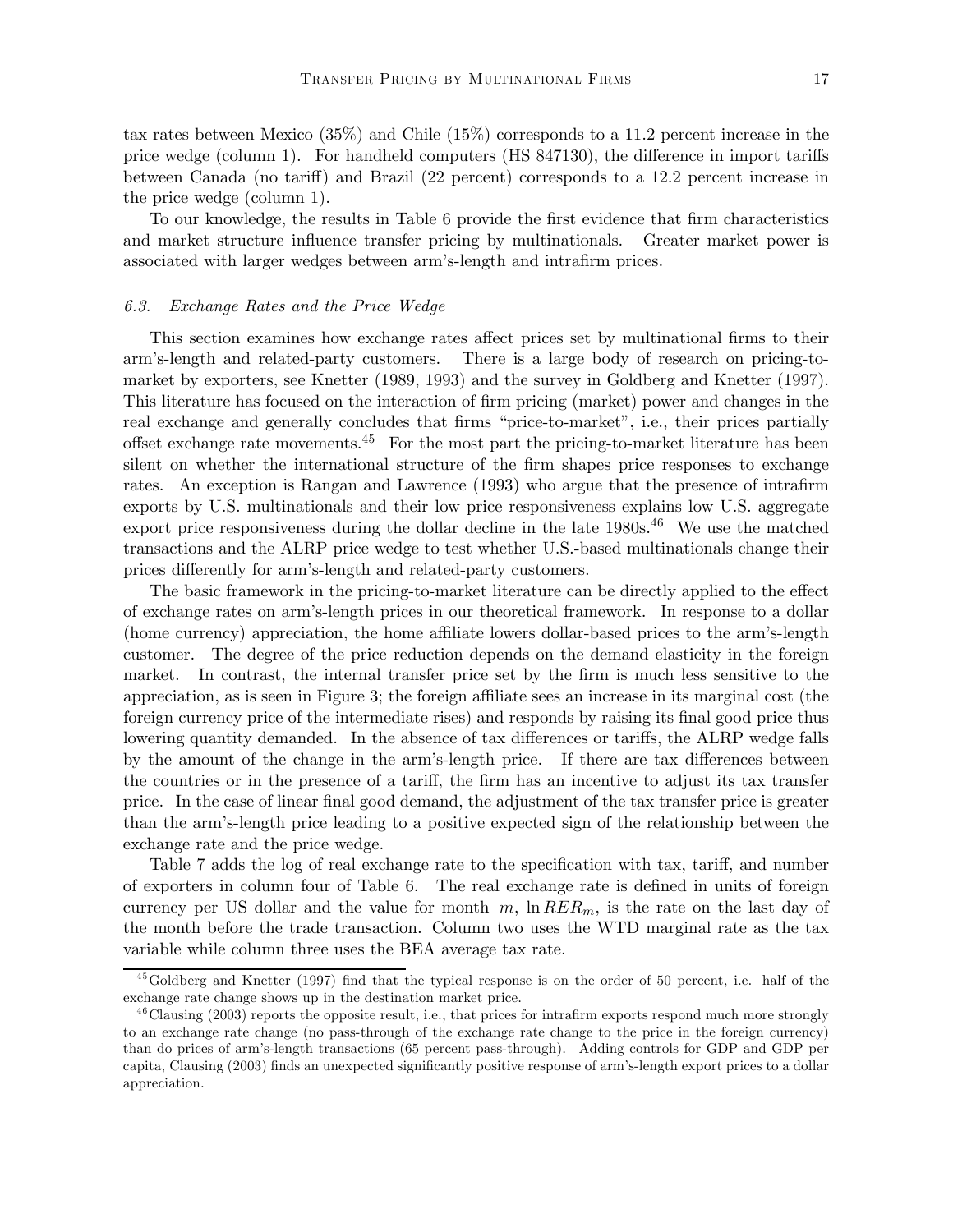tax rates between Mexico (35%) and Chile (15%) corresponds to a 11.2 percent increase in the price wedge (column 1). For handheld computers (HS 847130), the difference in import tariffs between Canada (no tariff) and Brazil (22 percent) corresponds to a 12.2 percent increase in the price wedge (column 1).

To our knowledge, the results in Table 6 provide the first evidence that firm characteristics and market structure influence transfer pricing by multinationals. Greater market power is associated with larger wedges between arm's-length and intrafirm prices.

### 6.3. *Exchange Rates and the Price Wedge*

This section examines how exchange rates affect prices set by multinational firms to their arm's-length and related-party customers. There is a large body of research on pricing-to-market by exporters, see Knetter (1989, 1993) and the survey in Goldberg and Knetter (1997). This literature has focused on the interaction of firm pricing (market) power and changes in the real exchange and generally concludes that firms "price-to-market", i.e., their prices partially offset exchange rate movements.[45] For the most part the pricing-to-market literature has been silent on whether the international structure of the firm shapes price responses to exchange rates. An exception is Rangan and Lawrence (1993) who argue that the presence of intrafirm exports by U.S. multinationals and their low price responsiveness explains low U.S. aggregate export price responsiveness during the dollar decline in the late 1980s.[46] We use the matched transactions and the ALRP price wedge to test whether U.S.-based multinationals change their prices differently for arm's-length and related-party customers.

The basic framework in the pricing-to-market literature can be directly applied to the effect of exchange rates on arm's-length prices in our theoretical framework. In response to a dollar (home currency) appreciation, the home affiliate lowers dollar-based prices to the arm's-length customer. The degree of the price reduction depends on the demand elasticity in the foreign market. In contrast, the internal transfer price set by the firm is much less sensitive to the appreciation, as is seen in Figure 3; the foreign affiliate sees an increase in its marginal cost (the foreign currency price of the intermediate rises) and responds by raising its final good price thus lowering quantity demanded. In the absence of tax differences or tariffs, the ALRP wedge falls by the amount of the change in the arm's-length price. If there are tax differences between the countries or in the presence of a tariff, the firm has an incentive to adjust its tax transfer price. In the case of linear final good demand, the adjustment of the tax transfer price is greater than the arm's-length price leading to a positive expected sign of the relationship between the exchange rate and the price wedge.

Table 7 adds the log of real exchange rate to the specification with tax, tariff, and number of exporters in column four of Table 6. The real exchange rate is defined in units of foreign currency per US dollar and the value for month $m$, $\ln RER_m$, is the rate on the last day of the month before the trade transaction. Column two uses the WTD marginal rate as the tax variable while column three uses the BEA average tax rate.

[45] Goldberg and Knetter (1997) find that the typical response is on the order of 50 percent, i.e. half of the exchange rate change shows up in the destination market price.

[46] Clausing (2003) reports the opposite result, i.e., that prices for intrafirm exports respond much more strongly to an exchange rate change (no pass-through of the exchange rate change to the price in the foreign currency) than do prices of arm's-length transactions (65 percent pass-through). Adding controls for GDP and GDP per capita, Clausing (2003) finds an unexpected significantly positive response of arm's-length export prices to a dollar appreciation.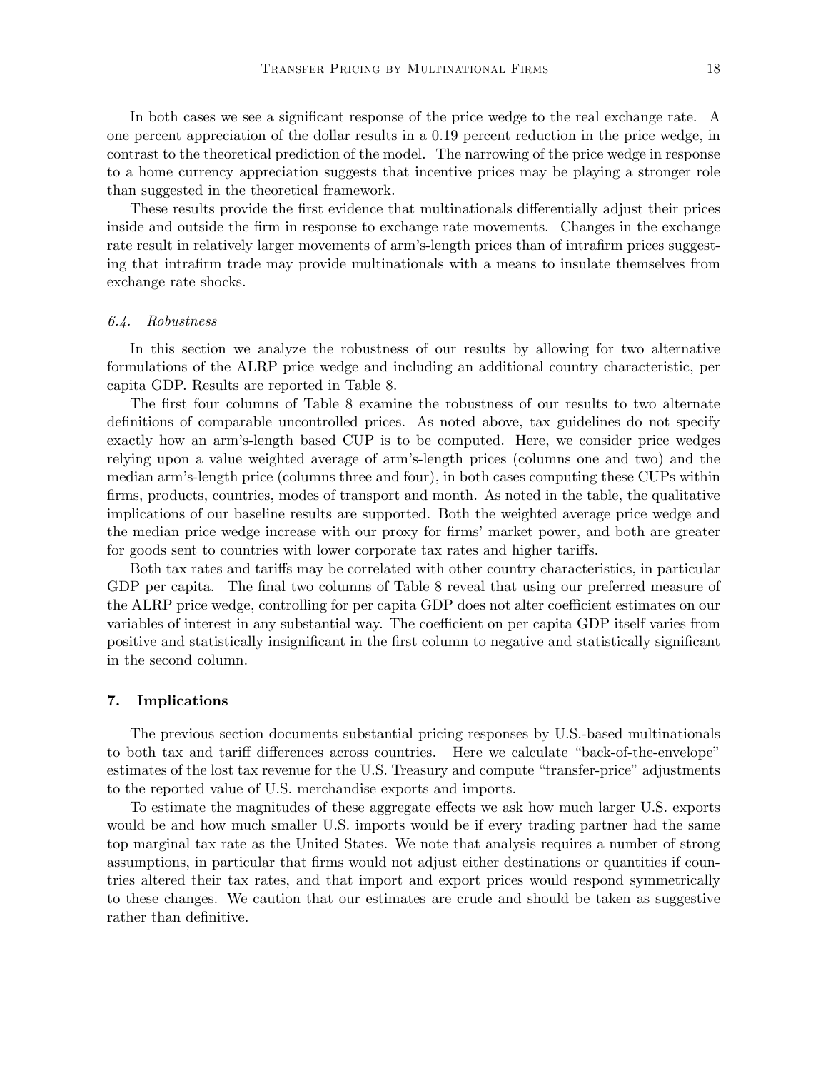In both cases we see a significant response of the price wedge to the real exchange rate. A one percent appreciation of the dollar results in a 0.19 percent reduction in the price wedge, in contrast to the theoretical prediction of the model. The narrowing of the price wedge in response to a home currency appreciation suggests that incentive prices may be playing a stronger role than suggested in the theoretical framework.

These results provide the first evidence that multinationals differentially adjust their prices inside and outside the firm in response to exchange rate movements. Changes in the exchange rate result in relatively larger movements of arm's-length prices than of intrafirm prices suggesting that intrafirm trade may provide multinationals with a means to insulate themselves from exchange rate shocks.

### 6.4. *Robustness*

In this section we analyze the robustness of our results by allowing for two alternative formulations of the ALRP price wedge and including an additional country characteristic, per capita GDP. Results are reported in Table 8.

The first four columns of Table 8 examine the robustness of our results to two alternate definitions of comparable uncontrolled prices. As noted above, tax guidelines do not specify exactly how an arm's-length based CUP is to be computed. Here, we consider price wedges relying upon a value weighted average of arm's-length prices (columns one and two) and the median arm's-length price (columns three and four), in both cases computing these CUPs within firms, products, countries, modes of transport and month. As noted in the table, the qualitative implications of our baseline results are supported. Both the weighted average price wedge and the median price wedge increase with our proxy for firms' market power, and both are greater for goods sent to countries with lower corporate tax rates and higher tariffs.

Both tax rates and tariffs may be correlated with other country characteristics, in particular GDP per capita. The final two columns of Table 8 reveal that using our preferred measure of the ALRP price wedge, controlling for per capita GDP does not alter coefficient estimates on our variables of interest in any substantial way. The coefficient on per capita GDP itself varies from positive and statistically insignificant in the first column to negative and statistically significant in the second column.

## 7. Implications

The previous section documents substantial pricing responses by U.S.-based multinationals to both tax and tariff differences across countries. Here we calculate "back-of-the-envelope" estimates of the lost tax revenue for the U.S. Treasury and compute "transfer-price" adjustments to the reported value of U.S. merchandise exports and imports.

To estimate the magnitudes of these aggregate effects we ask how much larger U.S. exports would be and how much smaller U.S. imports would be if every trading partner had the same top marginal tax rate as the United States. We note that analysis requires a number of strong assumptions, in particular that firms would not adjust either destinations or quantities if countries altered their tax rates, and that import and export prices would respond symmetrically to these changes. We caution that our estimates are crude and should be taken as suggestive rather than definitive.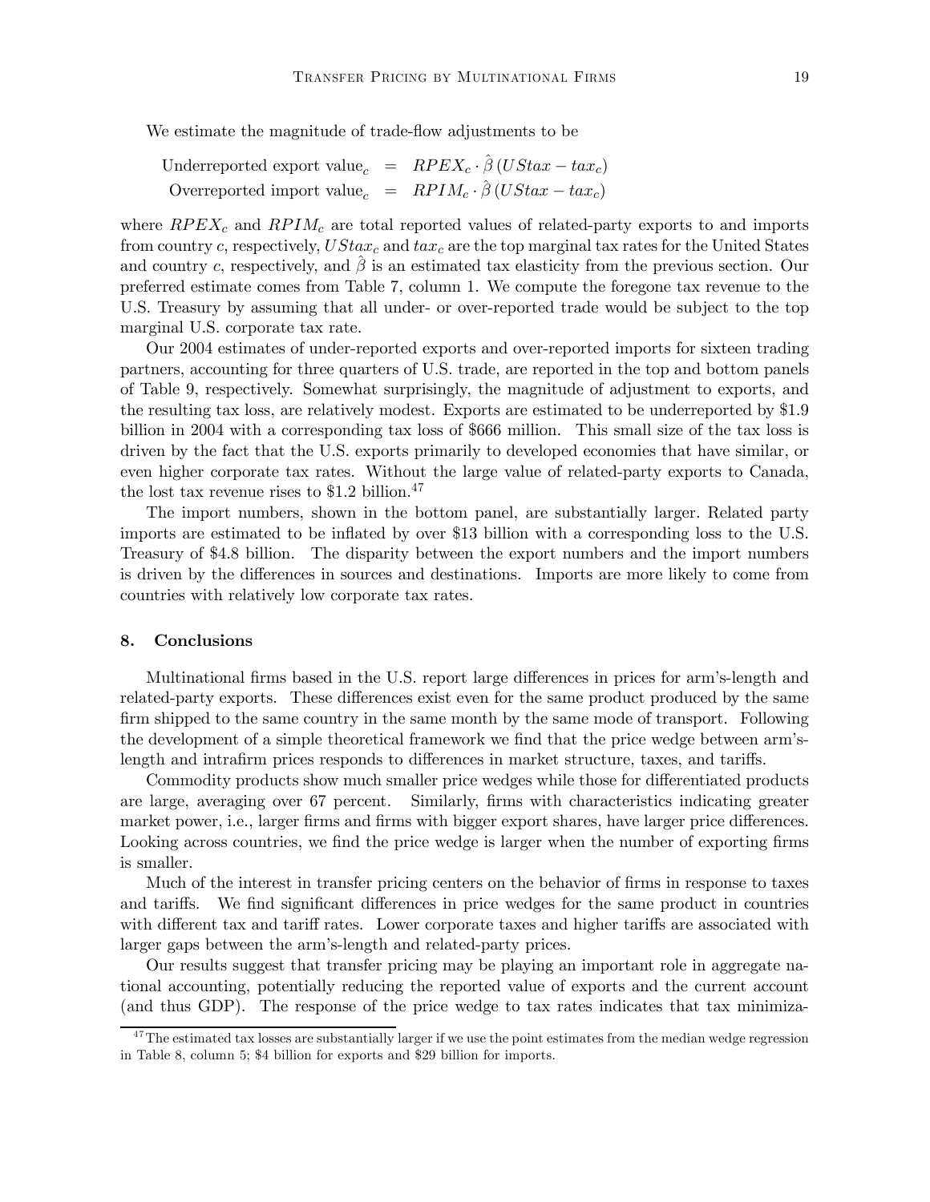We estimate the magnitude of trade-flow adjustments to be

$$\begin{aligned}
\text{Underreported export value}_c &= RPEX_c \cdot \hat{\beta}\,(UStax - tax_c) \\
\text{Overreported import value}_c &= RPIM_c \cdot \hat{\beta}\,(UStax - tax_c)
\end{aligned}$$

where $RPEX_c$ and $RPIM_c$ are total reported values of related-party exports to and imports from country $c$, respectively, $UStax_c$ and $tax_c$ are the top marginal tax rates for the United States and country $c$, respectively, and $\hat{\beta}$ is an estimated tax elasticity from the previous section. Our preferred estimate comes from Table 7, column 1. We compute the foregone tax revenue to the U.S. Treasury by assuming that all under- or over-reported trade would be subject to the top marginal U.S. corporate tax rate.

Our 2004 estimates of under-reported exports and over-reported imports for sixteen trading partners, accounting for three quarters of U.S. trade, are reported in the top and bottom panels of Table 9, respectively. Somewhat surprisingly, the magnitude of adjustment to exports, and the resulting tax loss, are relatively modest. Exports are estimated to be underreported by \$1.9 billion in 2004 with a corresponding tax loss of \$666 million. This small size of the tax loss is driven by the fact that the U.S. exports primarily to developed economies that have similar, or even higher corporate tax rates. Without the large value of related-party exports to Canada, the lost tax revenue rises to \$1.2 billion.[47]

The import numbers, shown in the bottom panel, are substantially larger. Related party imports are estimated to be inflated by over \$13 billion with a corresponding loss to the U.S. Treasury of \$4.8 billion. The disparity between the export numbers and the import numbers is driven by the differences in sources and destinations. Imports are more likely to come from countries with relatively low corporate tax rates.

## 8. Conclusions

Multinational firms based in the U.S. report large differences in prices for arm's-length and related-party exports. These differences exist even for the same product produced by the same firm shipped to the same country in the same month by the same mode of transport. Following the development of a simple theoretical framework we find that the price wedge between arm's-length and intrafirm prices responds to differences in market structure, taxes, and tariffs.

Commodity products show much smaller price wedges while those for differentiated products are large, averaging over 67 percent. Similarly, firms with characteristics indicating greater market power, i.e., larger firms and firms with bigger export shares, have larger price differences. Looking across countries, we find the price wedge is larger when the number of exporting firms is smaller.

Much of the interest in transfer pricing centers on the behavior of firms in response to taxes and tariffs. We find significant differences in price wedges for the same product in countries with different tax and tariff rates. Lower corporate taxes and higher tariffs are associated with larger gaps between the arm's-length and related-party prices.

Our results suggest that transfer pricing may be playing an important role in aggregate national accounting, potentially reducing the reported value of exports and the current account (and thus GDP). The response of the price wedge to tax rates indicates that tax minimiza-

[47] The estimated tax losses are substantially larger if we use the point estimates from the median wedge regression in Table 8, column 5; \$4 billion for exports and \$29 billion for imports.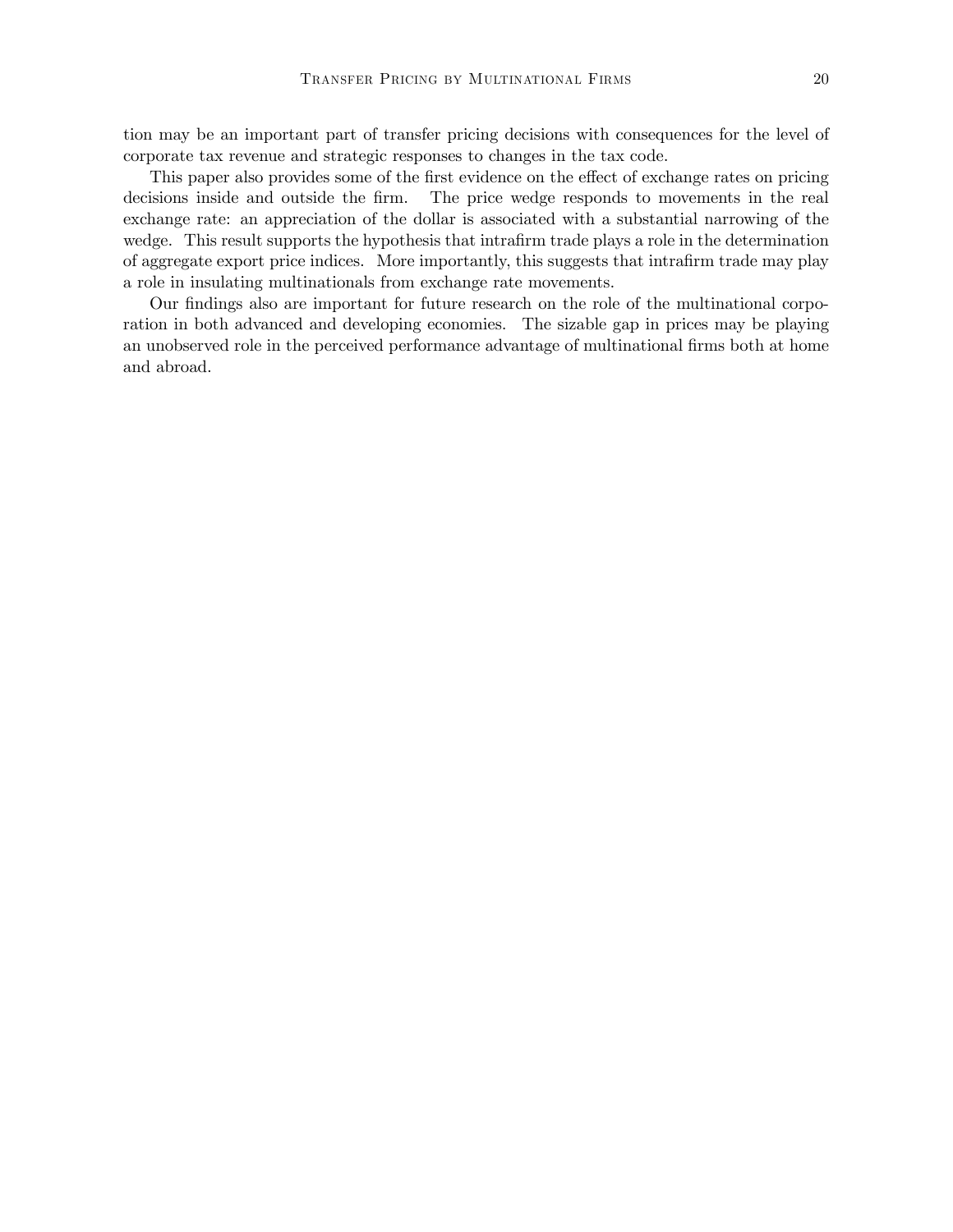tion may be an important part of transfer pricing decisions with consequences for the level of corporate tax revenue and strategic responses to changes in the tax code.

This paper also provides some of the first evidence on the effect of exchange rates on pricing decisions inside and outside the firm. The price wedge responds to movements in the real exchange rate: an appreciation of the dollar is associated with a substantial narrowing of the wedge. This result supports the hypothesis that intrafirm trade plays a role in the determination of aggregate export price indices. More importantly, this suggests that intrafirm trade may play a role in insulating multinationals from exchange rate movements.

Our findings also are important for future research on the role of the multinational corporation in both advanced and developing economies. The sizable gap in prices may be playing an unobserved role in the perceived performance advantage of multinational firms both at home and abroad.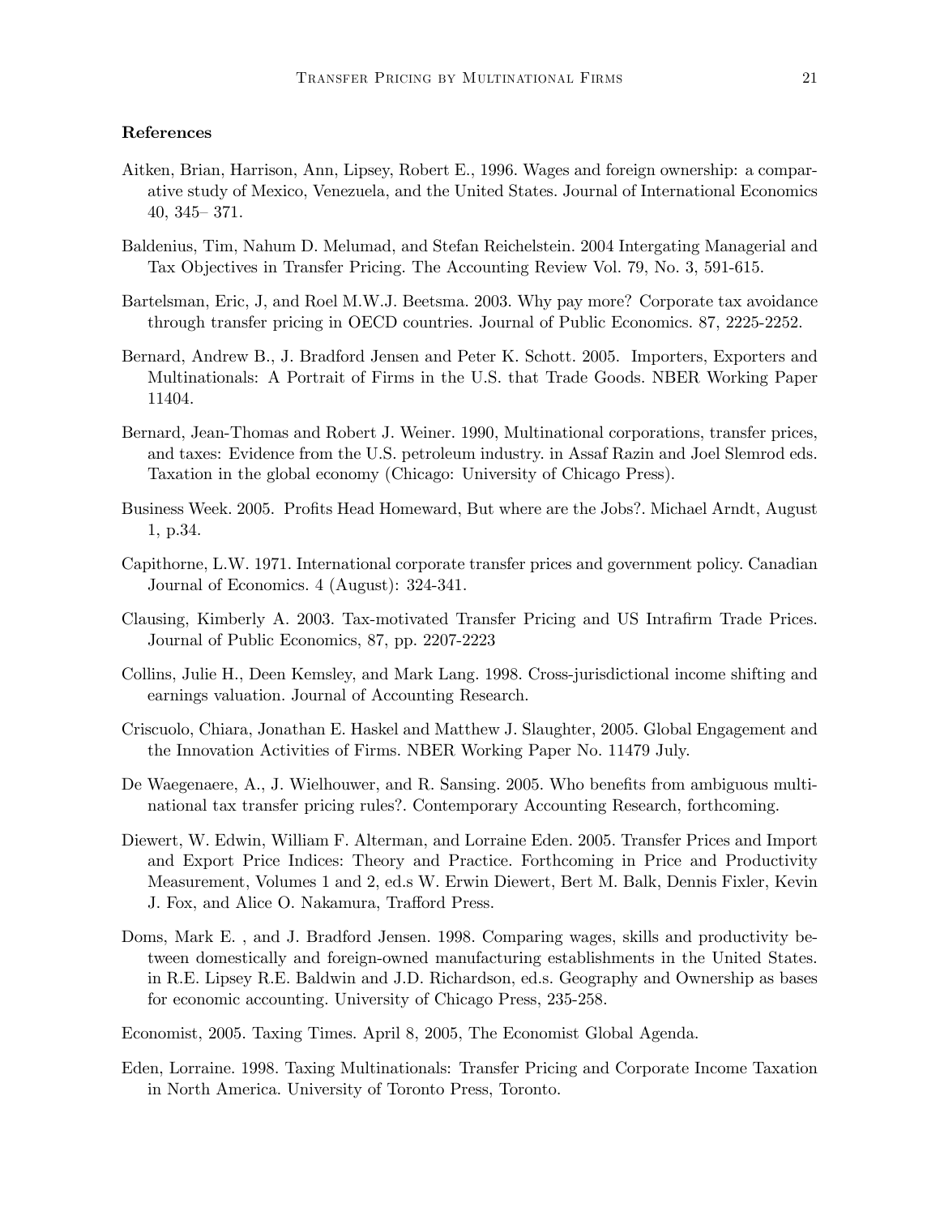### References

Aitken, Brian, Harrison, Ann, Lipsey, Robert E., 1996. Wages and foreign ownership: a comparative study of Mexico, Venezuela, and the United States. Journal of International Economics 40, 345– 371.

Baldenius, Tim, Nahum D. Melumad, and Stefan Reichelstein. 2004 Intergating Managerial and Tax Objectives in Transfer Pricing. The Accounting Review Vol. 79, No. 3, 591-615.

Bartelsman, Eric, J, and Roel M.W.J. Beetsma. 2003. Why pay more? Corporate tax avoidance through transfer pricing in OECD countries. Journal of Public Economics. 87, 2225-2252.

Bernard, Andrew B., J. Bradford Jensen and Peter K. Schott. 2005. Importers, Exporters and Multinationals: A Portrait of Firms in the U.S. that Trade Goods. NBER Working Paper 11404.

Bernard, Jean-Thomas and Robert J. Weiner. 1990, Multinational corporations, transfer prices, and taxes: Evidence from the U.S. petroleum industry. in Assaf Razin and Joel Slemrod eds. Taxation in the global economy (Chicago: University of Chicago Press).

Business Week. 2005. Profits Head Homeward, But where are the Jobs?. Michael Arndt, August 1, p.34.

Capithorne, L.W. 1971. International corporate transfer prices and government policy. Canadian Journal of Economics. 4 (August): 324-341.

Clausing, Kimberly A. 2003. Tax-motivated Transfer Pricing and US Intrafirm Trade Prices. Journal of Public Economics, 87, pp. 2207-2223

Collins, Julie H., Deen Kemsley, and Mark Lang. 1998. Cross-jurisdictional income shifting and earnings valuation. Journal of Accounting Research.

Criscuolo, Chiara, Jonathan E. Haskel and Matthew J. Slaughter, 2005. Global Engagement and the Innovation Activities of Firms. NBER Working Paper No. 11479 July.

De Waegenaere, A., J. Wielhouwer, and R. Sansing. 2005. Who benefits from ambiguous multinational tax transfer pricing rules?. Contemporary Accounting Research, forthcoming.

Diewert, W. Edwin, William F. Alterman, and Lorraine Eden. 2005. Transfer Prices and Import and Export Price Indices: Theory and Practice. Forthcoming in Price and Productivity Measurement, Volumes 1 and 2, ed.s W. Erwin Diewert, Bert M. Balk, Dennis Fixler, Kevin J. Fox, and Alice O. Nakamura, Trafford Press.

Doms, Mark E. , and J. Bradford Jensen. 1998. Comparing wages, skills and productivity between domestically and foreign-owned manufacturing establishments in the United States. in R.E. Lipsey R.E. Baldwin and J.D. Richardson, ed.s. Geography and Ownership as bases for economic accounting. University of Chicago Press, 235-258.

Economist, 2005. Taxing Times. April 8, 2005, The Economist Global Agenda.

Eden, Lorraine. 1998. Taxing Multinationals: Transfer Pricing and Corporate Income Taxation in North America. University of Toronto Press, Toronto.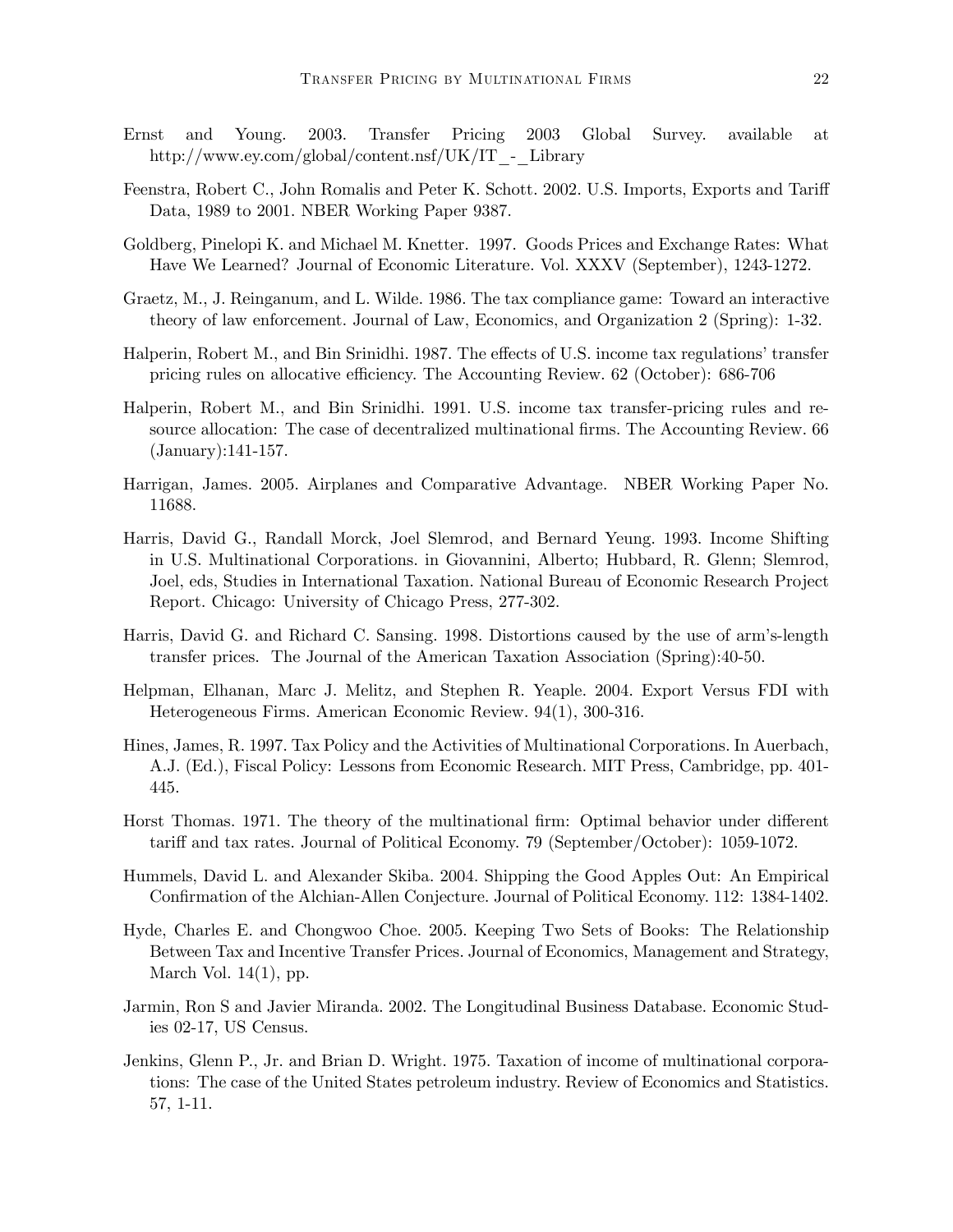Ernst and Young. 2003. Transfer Pricing 2003 Global Survey. available at http://www.ey.com/global/content.nsf/UK/IT_-_Library

Feenstra, Robert C., John Romalis and Peter K. Schott. 2002. U.S. Imports, Exports and Tariff Data, 1989 to 2001. NBER Working Paper 9387.

Goldberg, Pinelopi K. and Michael M. Knetter. 1997. Goods Prices and Exchange Rates: What Have We Learned? Journal of Economic Literature. Vol. XXXV (September), 1243-1272.

Graetz, M., J. Reinganum, and L. Wilde. 1986. The tax compliance game: Toward an interactive theory of law enforcement. Journal of Law, Economics, and Organization 2 (Spring): 1-32.

Halperin, Robert M., and Bin Srinidhi. 1987. The effects of U.S. income tax regulations' transfer pricing rules on allocative efficiency. The Accounting Review. 62 (October): 686-706

Halperin, Robert M., and Bin Srinidhi. 1991. U.S. income tax transfer-pricing rules and resource allocation: The case of decentralized multinational firms. The Accounting Review. 66 (January):141-157.

Harrigan, James. 2005. Airplanes and Comparative Advantage. NBER Working Paper No. 11688.

Harris, David G., Randall Morck, Joel Slemrod, and Bernard Yeung. 1993. Income Shifting in U.S. Multinational Corporations. in Giovannini, Alberto; Hubbard, R. Glenn; Slemrod, Joel, eds, Studies in International Taxation. National Bureau of Economic Research Project Report. Chicago: University of Chicago Press, 277-302.

Harris, David G. and Richard C. Sansing. 1998. Distortions caused by the use of arm's-length transfer prices. The Journal of the American Taxation Association (Spring):40-50.

Helpman, Elhanan, Marc J. Melitz, and Stephen R. Yeaple. 2004. Export Versus FDI with Heterogeneous Firms. American Economic Review. 94(1), 300-316.

Hines, James, R. 1997. Tax Policy and the Activities of Multinational Corporations. In Auerbach, A.J. (Ed.), Fiscal Policy: Lessons from Economic Research. MIT Press, Cambridge, pp. 401-445.

Horst Thomas. 1971. The theory of the multinational firm: Optimal behavior under different tariff and tax rates. Journal of Political Economy. 79 (September/October): 1059-1072.

Hummels, David L. and Alexander Skiba. 2004. Shipping the Good Apples Out: An Empirical Confirmation of the Alchian-Allen Conjecture. Journal of Political Economy. 112: 1384-1402.

Hyde, Charles E. and Chongwoo Choe. 2005. Keeping Two Sets of Books: The Relationship Between Tax and Incentive Transfer Prices. Journal of Economics, Management and Strategy, March Vol. 14(1), pp.

Jarmin, Ron S and Javier Miranda. 2002. The Longitudinal Business Database. Economic Studies 02-17, US Census.

Jenkins, Glenn P., Jr. and Brian D. Wright. 1975. Taxation of income of multinational corporations: The case of the United States petroleum industry. Review of Economics and Statistics. 57, 1-11.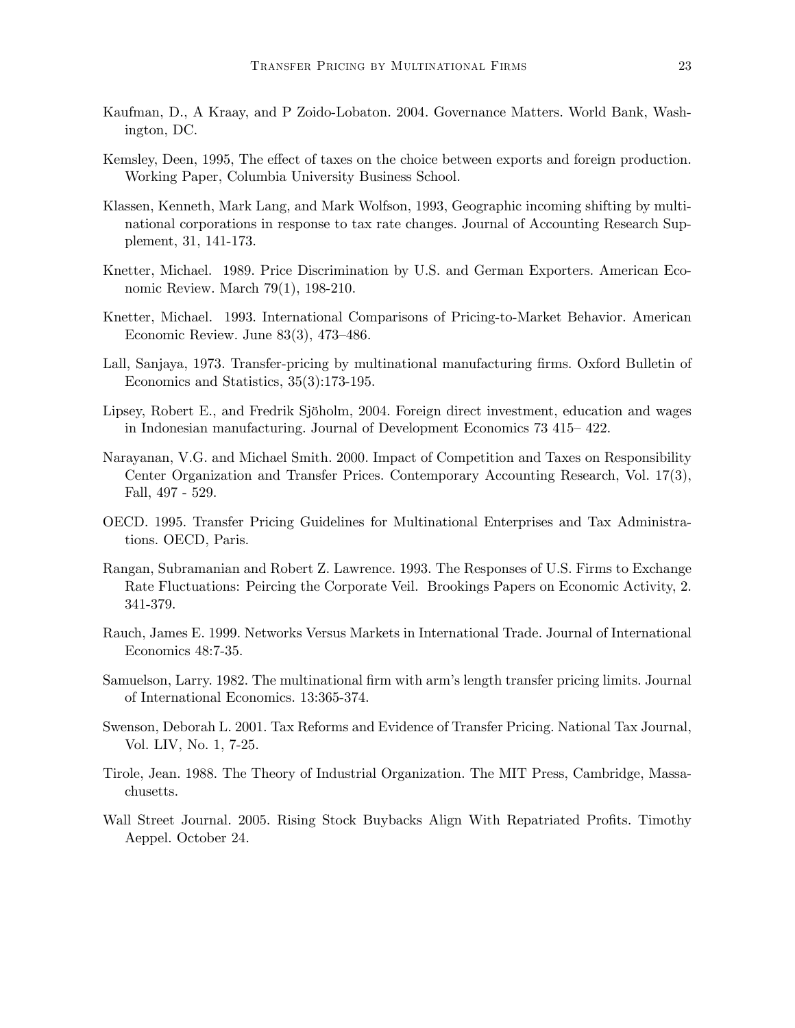Kaufman, D., A Kraay, and P Zoido-Lobaton. 2004. Governance Matters. World Bank, Washington, DC.

Kemsley, Deen, 1995, The effect of taxes on the choice between exports and foreign production. Working Paper, Columbia University Business School.

Klassen, Kenneth, Mark Lang, and Mark Wolfson, 1993, Geographic incoming shifting by multinational corporations in response to tax rate changes. Journal of Accounting Research Supplement, 31, 141-173.

Knetter, Michael. 1989. Price Discrimination by U.S. and German Exporters. American Economic Review. March 79(1), 198-210.

Knetter, Michael. 1993. International Comparisons of Pricing-to-Market Behavior. American Economic Review. June 83(3), 473–486.

Lall, Sanjaya, 1973. Transfer-pricing by multinational manufacturing firms. Oxford Bulletin of Economics and Statistics, 35(3):173-195.

Lipsey, Robert E., and Fredrik Sjöholm, 2004. Foreign direct investment, education and wages in Indonesian manufacturing. Journal of Development Economics 73 415– 422.

Narayanan, V.G. and Michael Smith. 2000. Impact of Competition and Taxes on Responsibility Center Organization and Transfer Prices. Contemporary Accounting Research, Vol. 17(3), Fall, 497 - 529.

OECD. 1995. Transfer Pricing Guidelines for Multinational Enterprises and Tax Administrations. OECD, Paris.

Rangan, Subramanian and Robert Z. Lawrence. 1993. The Responses of U.S. Firms to Exchange Rate Fluctuations: Piercing the Corporate Veil. Brookings Papers on Economic Activity, 2. 341-379.

Rauch, James E. 1999. Networks Versus Markets in International Trade. Journal of International Economics 48:7-35.

Samuelson, Larry. 1982. The multinational firm with arm's length transfer pricing limits. Journal of International Economics. 13:365-374.

Swenson, Deborah L. 2001. Tax Reforms and Evidence of Transfer Pricing. National Tax Journal, Vol. LIV, No. 1, 7-25.

Tirole, Jean. 1988. The Theory of Industrial Organization. The MIT Press, Cambridge, Massachusetts.

Wall Street Journal. 2005. Rising Stock Buybacks Align With Repatriated Profits. Timothy Aeppel. October 24.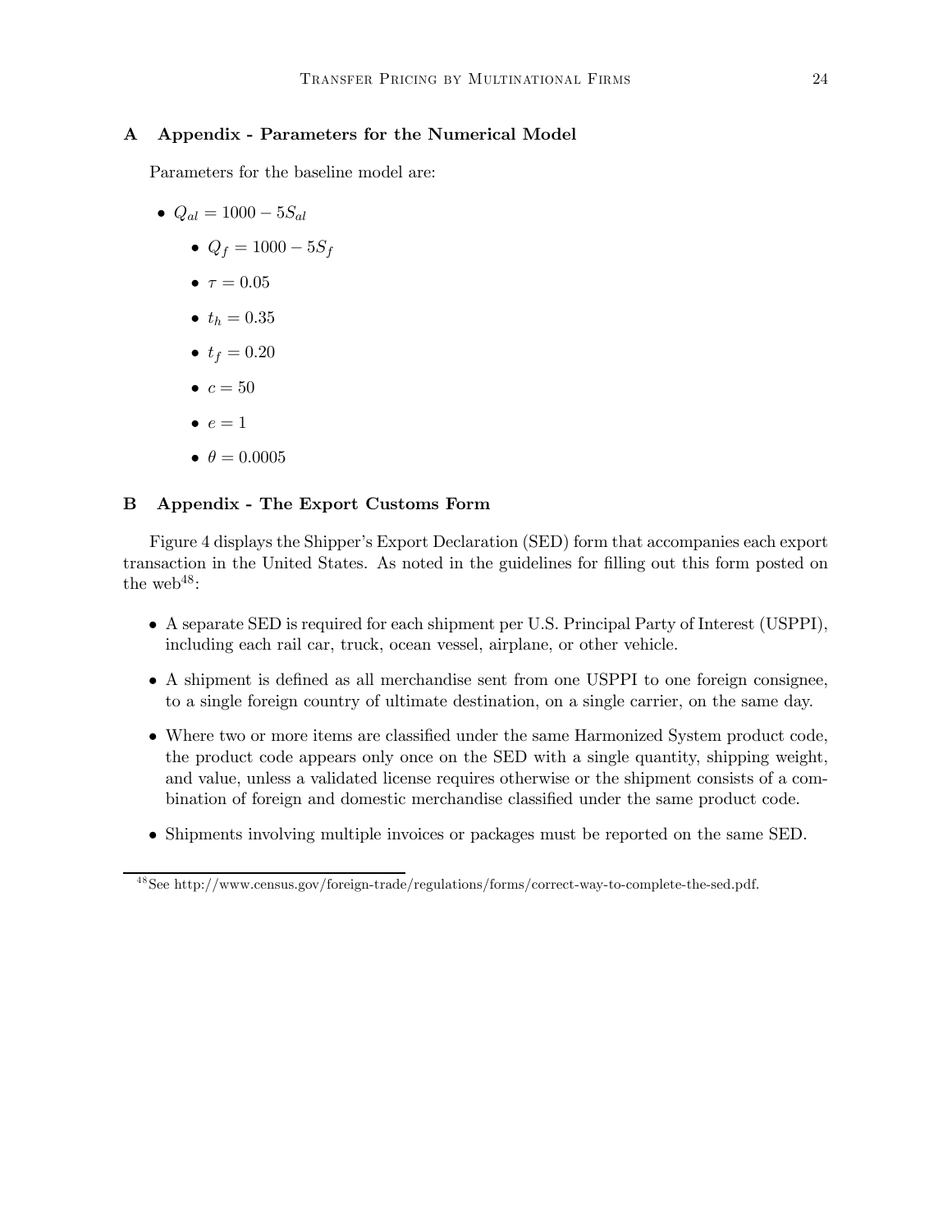## A Appendix - Parameters for the Numerical Model

Parameters for the baseline model are:

- $Q_{al} = 1000 - 5S_{al}$
- $Q_f = 1000 - 5S_f$
- $\tau = 0.05$
- $t_h = 0.35$
- $t_f = 0.20$
- $c = 50$
- $e = 1$
- $\theta = 0.0005$

## B Appendix - The Export Customs Form

Figure 4 displays the Shipper's Export Declaration (SED) form that accompanies each export transaction in the United States. As noted in the guidelines for filling out this form posted on the web[48]:

- A separate SED is required for each shipment per U.S. Principal Party of Interest (USPPI), including each rail car, truck, ocean vessel, airplane, or other vehicle.
- A shipment is defined as all merchandise sent from one USPPI to one foreign consignee, to a single foreign country of ultimate destination, on a single carrier, on the same day.
- Where two or more items are classified under the same Harmonized System product code, the product code appears only once on the SED with a single quantity, shipping weight, and value, unless a validated license requires otherwise or the shipment consists of a combination of foreign and domestic merchandise classified under the same product code.
- Shipments involving multiple invoices or packages must be reported on the same SED.

[48] See http://www.census.gov/foreign-trade/regulations/forms/correct-way-to-complete-the-sed.pdf.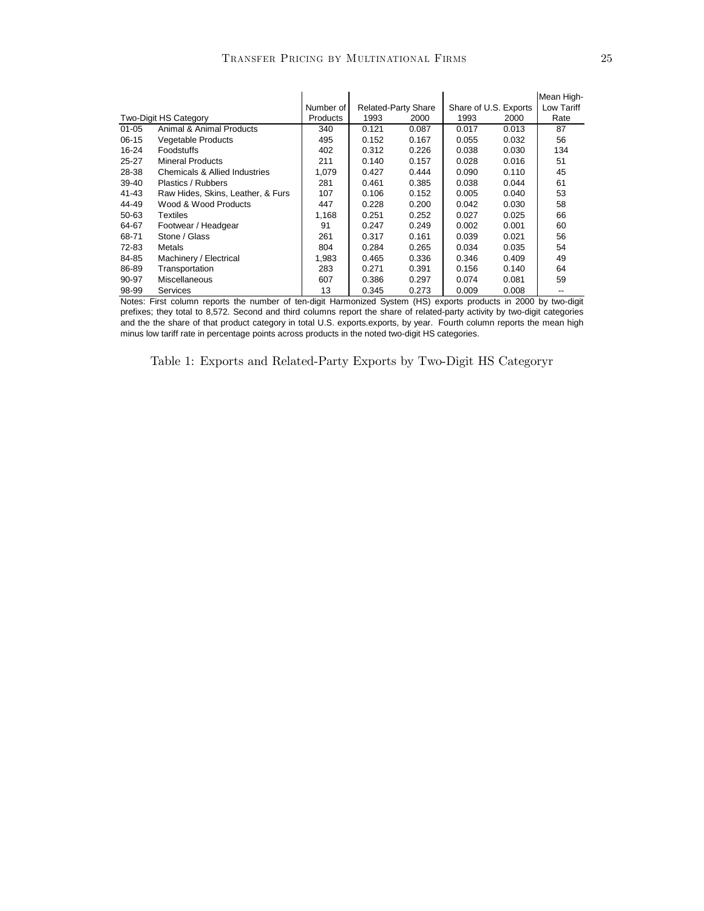| Two-Digit HS Category | | Number of Products | Related-Party Share | | Share of U.S. Exports | | Mean High-Low Tariff Rate |
|---|---|---|---|---|---|---|---|
| | | | 1993 | 2000 | 1993 | 2000 | |
| 01-05 | Animal & Animal Products | 340 | 0.121 | 0.087 | 0.017 | 0.013 | 87 |
| 06-15 | Vegetable Products | 495 | 0.152 | 0.167 | 0.055 | 0.032 | 56 |
| 16-24 | Foodstuffs | 402 | 0.312 | 0.226 | 0.038 | 0.030 | 134 |
| 25-27 | Mineral Products | 211 | 0.140 | 0.157 | 0.028 | 0.016 | 51 |
| 28-38 | Chemicals & Allied Industries | 1,079 | 0.427 | 0.444 | 0.090 | 0.110 | 45 |
| 39-40 | Plastics / Rubbers | 281 | 0.461 | 0.385 | 0.038 | 0.044 | 61 |
| 41-43 | Raw Hides, Skins, Leather, & Furs | 107 | 0.106 | 0.152 | 0.005 | 0.040 | 53 |
| 44-49 | Wood & Wood Products | 447 | 0.228 | 0.200 | 0.042 | 0.030 | 58 |
| 50-63 | Textiles | 1,168 | 0.251 | 0.252 | 0.027 | 0.025 | 66 |
| 64-67 | Footwear / Headgear | 91 | 0.247 | 0.249 | 0.002 | 0.001 | 60 |
| 68-71 | Stone / Glass | 261 | 0.317 | 0.161 | 0.039 | 0.021 | 56 |
| 72-83 | Metals | 804 | 0.284 | 0.265 | 0.034 | 0.035 | 54 |
| 84-85 | Machinery / Electrical | 1,983 | 0.465 | 0.336 | 0.346 | 0.409 | 49 |
| 86-89 | Transportation | 283 | 0.271 | 0.391 | 0.156 | 0.140 | 64 |
| 90-97 | Miscellaneous | 607 | 0.386 | 0.297 | 0.074 | 0.081 | 59 |
| 98-99 | Services | 13 | 0.345 | 0.273 | 0.009 | 0.008 | -- |

Notes: First column reports the number of ten-digit Harmonized System (HS) exports products in 2000 by two-digit prefixes; they total to 8,572. Second and third columns report the share of related-party activity by two-digit categories and the the share of that product category in total U.S. exports.exports, by year. Fourth column reports the mean high minus low tariff rate in percentage points across products in the noted two-digit HS categories.

Table 1: Exports and Related-Party Exports by Two-Digit HS Categoryr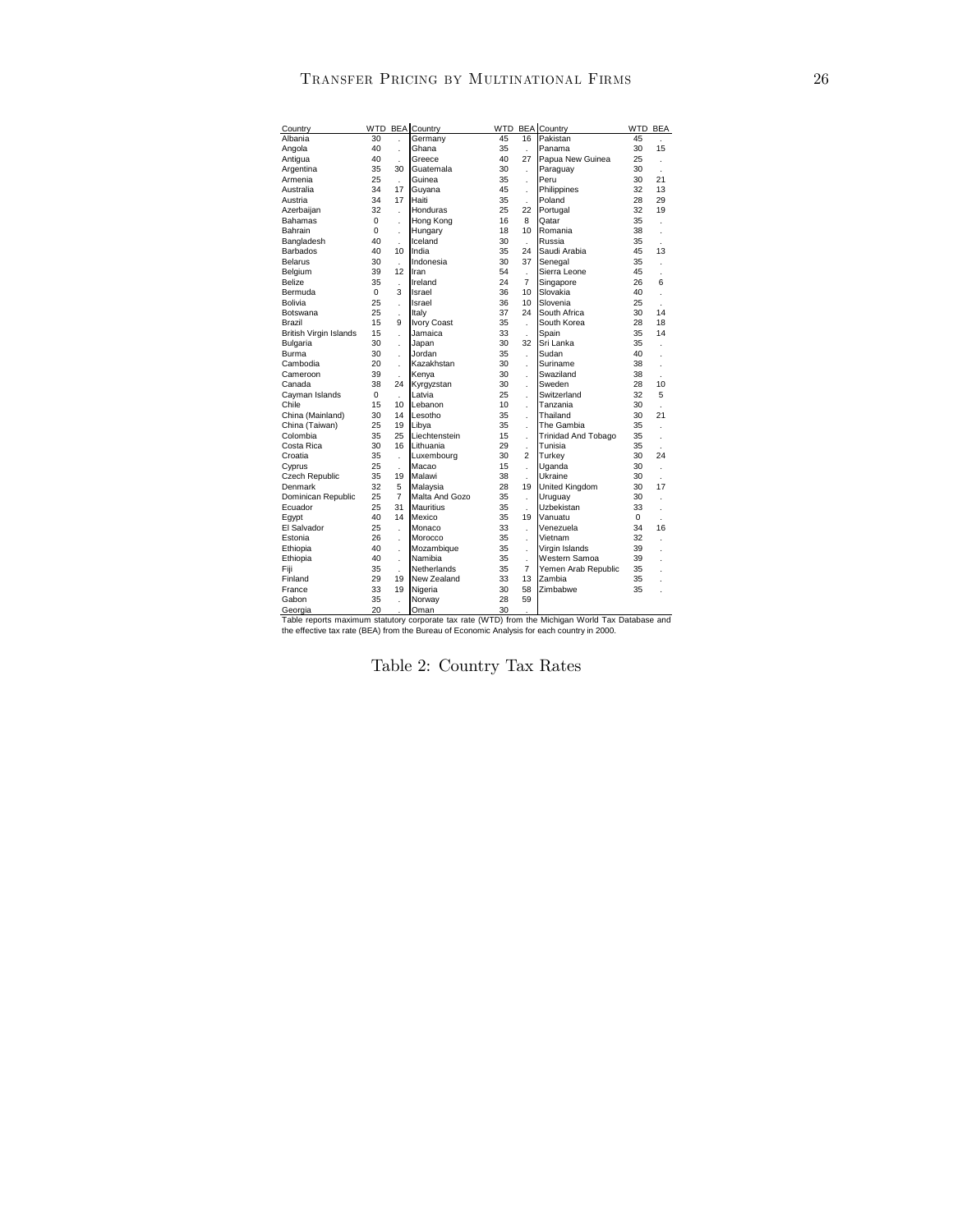| Country | WTD | BEA | Country | WTD | BEA | Country | WTD | BEA |
|---|---|---|---|---|---|---|---|---|
| Albania | 30 | . | Germany | 45 | 16 | Pakistan | 45 | . |
| Angola | 40 | . | Ghana | 35 | . | Panama | 30 | 15 |
| Antigua | 40 | . | Greece | 40 | 27 | Papua New Guinea | 25 | . |
| Argentina | 35 | 30 | Guatemala | 30 | . | Paraguay | 30 | . |
| Armenia | 25 | . | Guinea | 35 | . | Peru | 30 | 21 |
| Australia | 34 | 17 | Guyana | 45 | . | Philippines | 32 | 13 |
| Austria | 34 | 17 | Haiti | 35 | . | Poland | 28 | 29 |
| Azerbaijan | 32 | . | Honduras | 25 | 22 | Portugal | 32 | 19 |
| Bahamas | 0 | . | Hong Kong | 16 | 8 | Qatar | 35 | . |
| Bahrain | 0 | . | Hungary | 18 | 10 | Romania | 38 | . |
| Bangladesh | 40 | . | Iceland | 30 | . | Russia | 35 | . |
| Barbados | 40 | 10 | India | 35 | 24 | Saudi Arabia | 45 | 13 |
| Belarus | 30 | . | Indonesia | 30 | 37 | Senegal | 35 | . |
| Belgium | 39 | 12 | Iran | 54 | . | Sierra Leone | 45 | . |
| Belize | 35 | . | Ireland | 24 | 7 | Singapore | 26 | 6 |
| Bermuda | 0 | 3 | Israel | 36 | 10 | Slovakia | 40 | . |
| Bolivia | 25 | . | Israel | 36 | 10 | Slovenia | 25 | . |
| Botswana | 25 | . | Italy | 37 | 24 | South Africa | 30 | 14 |
| Brazil | 15 | 9 | Ivory Coast | 35 | . | South Korea | 28 | 18 |
| British Virgin Islands | 15 | . | Jamaica | 33 | . | Spain | 35 | 14 |
| Bulgaria | 30 | . | Japan | 30 | 32 | Sri Lanka | 35 | . |
| Burma | 30 | . | Jordan | 35 | . | Sudan | 40 | . |
| Cambodia | 20 | . | Kazakhstan | 30 | . | Suriname | 38 | . |
| Cameroon | 39 | . | Kenya | 30 | . | Swaziland | 38 | . |
| Canada | 38 | 24 | Kyrgyzstan | 30 | . | Sweden | 28 | 10 |
| Cayman Islands | 0 | . | Latvia | 25 | . | Switzerland | 32 | 5 |
| Chile | 15 | 10 | Lebanon | 10 | . | Tanzania | 30 | . |
| China (Mainland) | 30 | 14 | Lesotho | 35 | . | Thailand | 30 | 21 |
| China (Taiwan) | 25 | 19 | Libya | 35 | . | The Gambia | 35 | . |
| Colombia | 35 | 25 | Liechtenstein | 15 | . | Trinidad And Tobago | 35 | . |
| Costa Rica | 30 | 16 | Lithuania | 29 | . | Tunisia | 35 | . |
| Croatia | 35 | . | Luxembourg | 30 | 2 | Turkey | 30 | 24 |
| Cyprus | 25 | . | Macao | 15 | . | Uganda | 30 | . |
| Czech Republic | 35 | 19 | Malawi | 38 | . | Ukraine | 30 | . |
| Denmark | 32 | 5 | Malaysia | 28 | 19 | United Kingdom | 30 | 17 |
| Dominican Republic | 25 | 7 | Malta And Gozo | 35 | . | Uruguay | 30 | . |
| Ecuador | 25 | 31 | Mauritius | 35 | . | Uzbekistan | 33 | . |
| Egypt | 40 | 14 | Mexico | 35 | 19 | Vanuatu | 0 | . |
| El Salvador | 25 | . | Monaco | 33 | . | Venezuela | 34 | 16 |
| Estonia | 26 | . | Morocco | 35 | . | Vietnam | 32 | . |
| Ethiopia | 40 | . | Mozambique | 35 | . | Virgin Islands | 39 | . |
| Ethiopia | 40 | . | Namibia | 35 | . | Western Samoa | 39 | . |
| Fiji | 35 | . | Netherlands | 35 | 7 | Yemen Arab Republic | 35 | . |
| Finland | 29 | 19 | New Zealand | 33 | 13 | Zambia | 35 | . |
| France | 33 | 19 | Nigeria | 30 | 58 | Zimbabwe | 35 | . |
| Gabon | 35 | . | Norway | 28 | 59 | | | |
| Georgia | 20 | . | Oman | 30 | . | | | |

Table reports maximum statutory corporate tax rate (WTD) from the Michigan World Tax Database and the effective tax rate (BEA) from the Bureau of Economic Analysis for each country in 2000.

Table 2: Country Tax Rates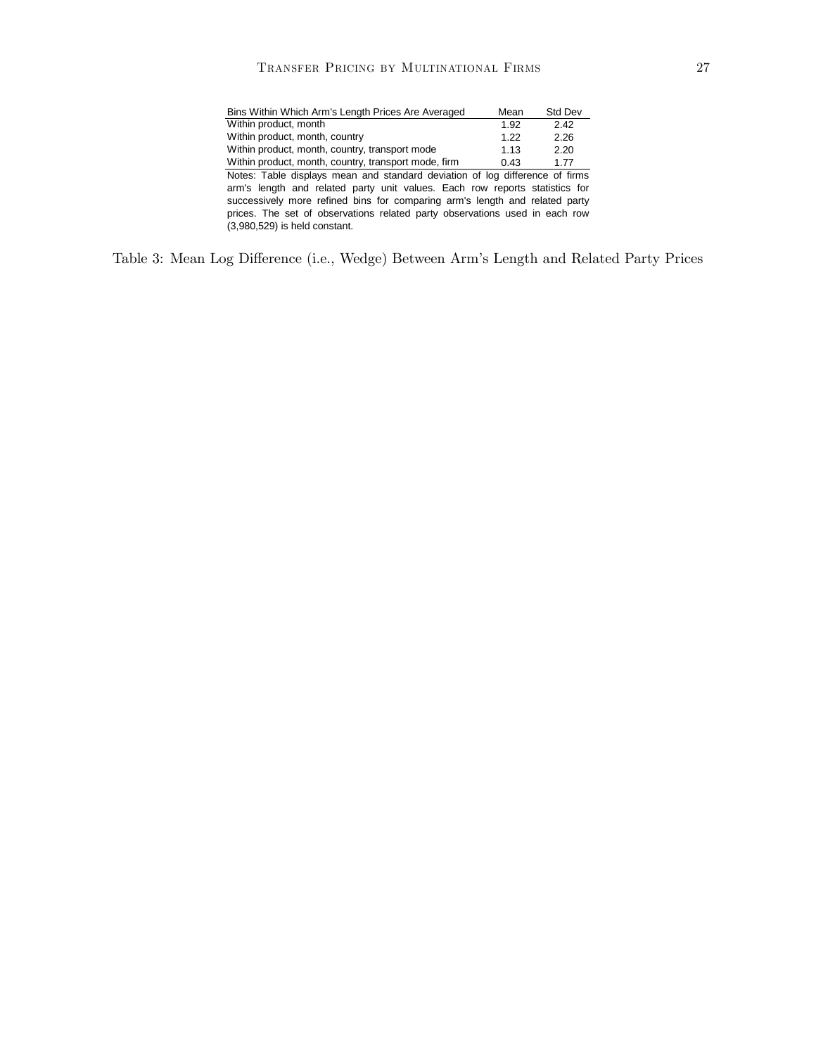| Bins Within Which Arm's Length Prices Are Averaged | Mean | Std Dev |
|---|---|---|
| Within product, month | 1.92 | 2.42 |
| Within product, month, country | 1.22 | 2.26 |
| Within product, month, country, transport mode | 1.13 | 2.20 |
| Within product, month, country, transport mode, firm | 0.43 | 1.77 |

Notes: Table displays mean and standard deviation of log difference of firms arm's length and related party unit values. Each row reports statistics for successively more refined bins for comparing arm's length and related party prices. The set of observations related party observations used in each row (3,980,529) is held constant.

Table 3: Mean Log Difference (i.e., Wedge) Between Arm's Length and Related Party Prices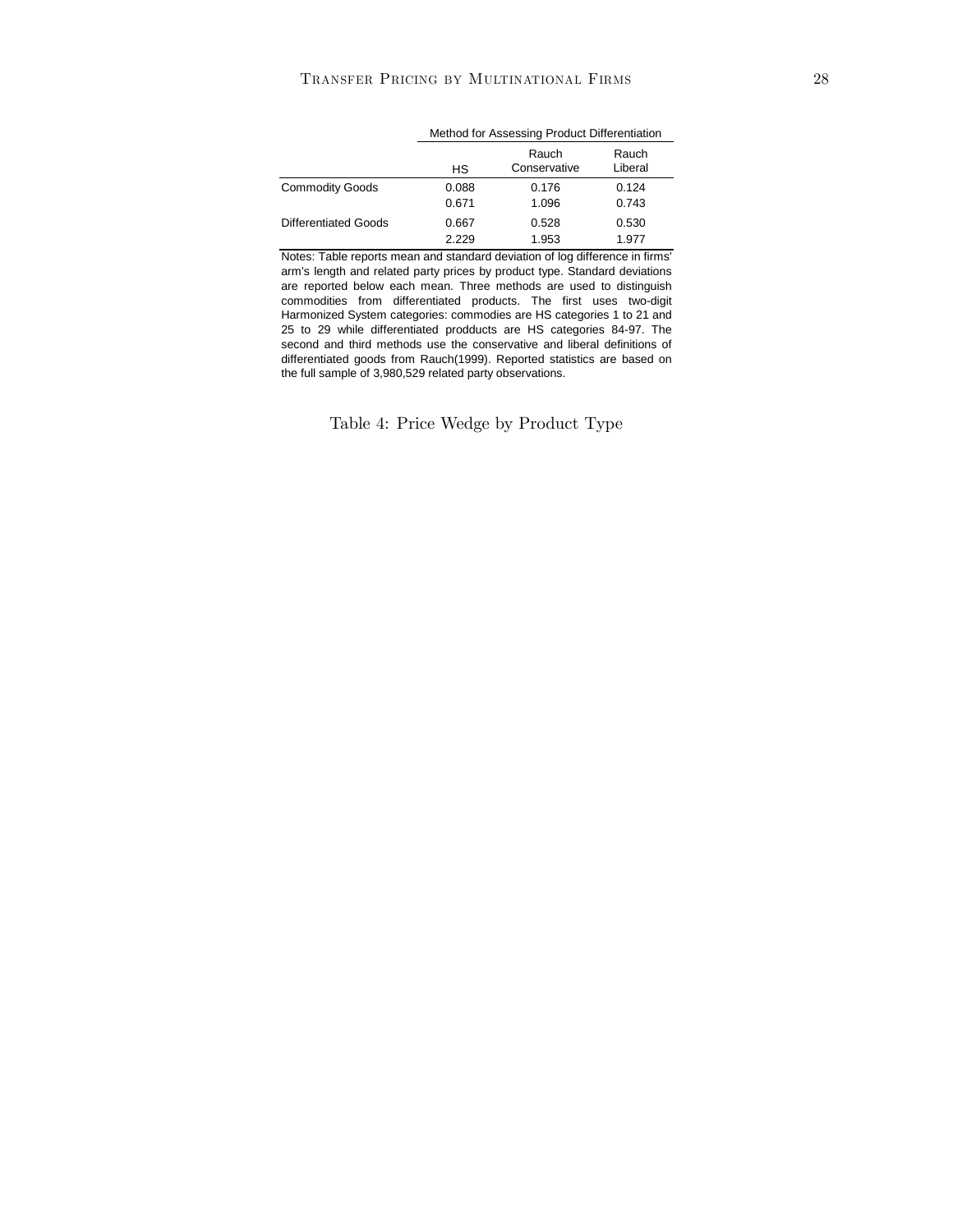| | Method for Assessing Product Differentiation | | |
|---|---|---|---|
| | HS | Rauch Conservative | Rauch Liberal |
| Commodity Goods | 0.088 | 0.176 | 0.124 |
| | 0.671 | 1.096 | 0.743 |
| Differentiated Goods | 0.667 | 0.528 | 0.530 |
| | 2.229 | 1.953 | 1.977 |

Notes: Table reports mean and standard deviation of log difference in firms' arm's length and related party prices by product type. Standard deviations are reported below each mean. Three methods are used to distinguish commodities from differentiated products. The first uses two-digit Harmonized System categories: commodies are HS categories 1 to 21 and 25 to 29 while differentiated prodducts are HS categories 84-97. The second and third methods use the conservative and liberal definitions of differentiated goods from Rauch(1999). Reported statistics are based on the full sample of 3,980,529 related party observations.

Table 4: Price Wedge by Product Type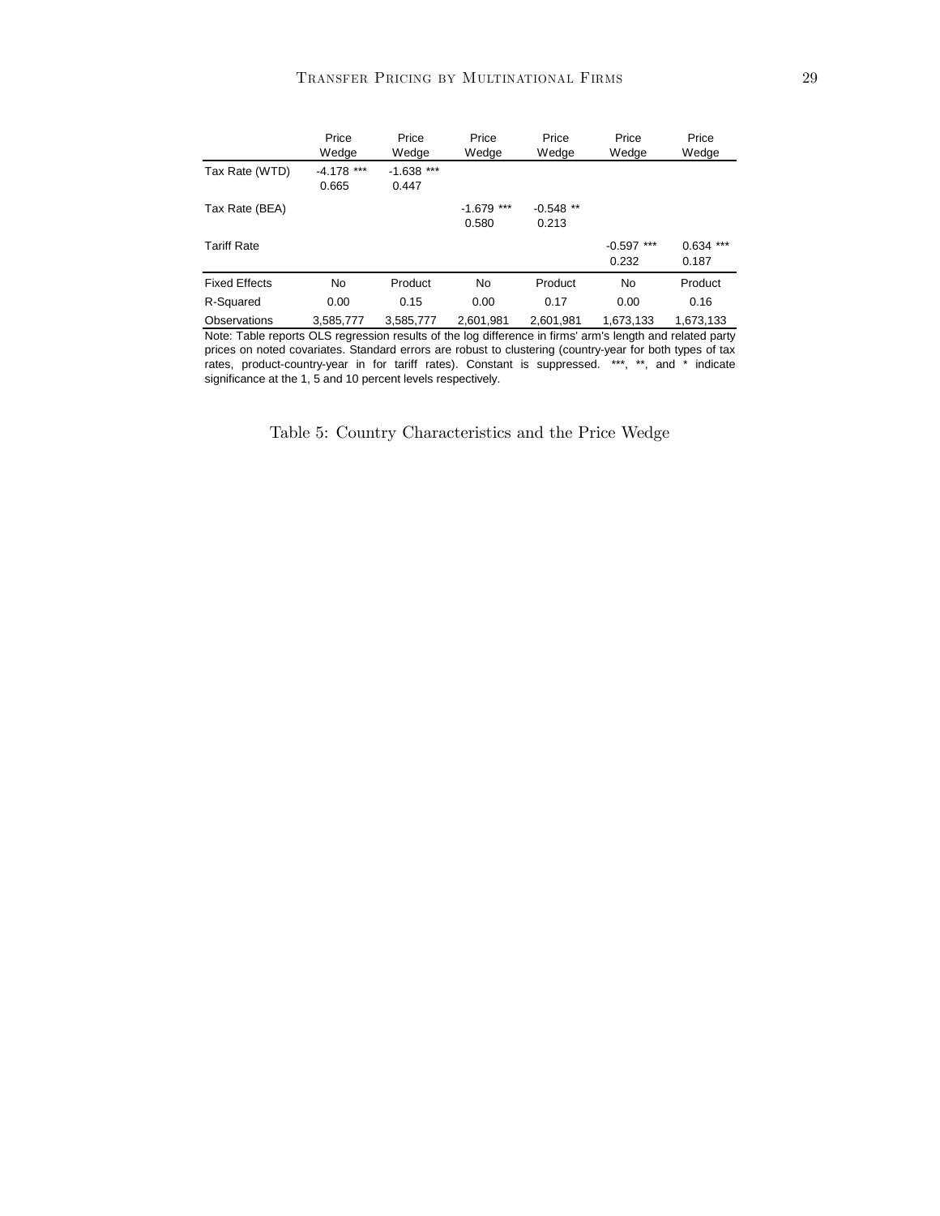| | Price Wedge | Price Wedge | Price Wedge | Price Wedge | Price Wedge | Price Wedge |
|---|---|---|---|---|---|---|
| Tax Rate (WTD) | -4.178 *** | -1.638 *** | | | | |
| | 0.665 | 0.447 | | | | |
| Tax Rate (BEA) | | | -1.679 *** | -0.548 ** | | |
| | | | 0.580 | 0.213 | | |
| Tariff Rate | | | | | -0.597 *** | 0.634 *** |
| | | | | | 0.232 | 0.187 |
| Fixed Effects | No | Product | No | Product | No | Product |
| R-Squared | 0.00 | 0.15 | 0.00 | 0.17 | 0.00 | 0.16 |
| Observations | 3,585,777 | 3,585,777 | 2,601,981 | 2,601,981 | 1,673,133 | 1,673,133 |

Note: Table reports OLS regression results of the log difference in firms' arm's length and related party prices on noted covariates. Standard errors are robust to clustering (country-year for both types of tax rates, product-country-year in for tariff rates). Constant is suppressed. ***, **, and * indicate significance at the 1, 5 and 10 percent levels respectively.

Table 5: Country Characteristics and the Price Wedge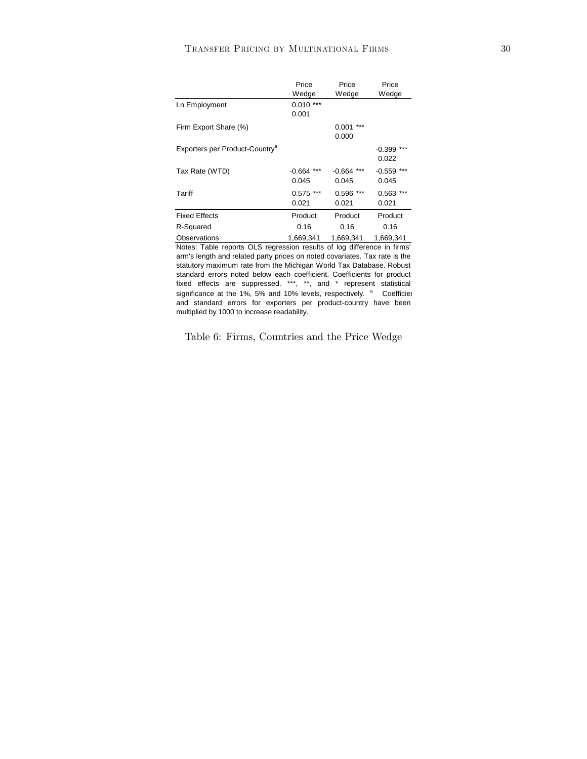| | Price Wedge | Price Wedge | Price Wedge |
|---|---|---|---|
| Ln Employment | 0.010 *** | | |
| | 0.001 | | |
| Firm Export Share (%) | | 0.001 *** | |
| | | 0.000 | |
| Exporters per Product-Country[a] | | | -0.399 *** |
| | | | 0.022 |
| Tax Rate (WTD) | -0.664 *** | -0.664 *** | -0.559 *** |
| | 0.045 | 0.045 | 0.045 |
| Tariff | 0.575 *** | 0.596 *** | 0.563 *** |
| | 0.021 | 0.021 | 0.021 |
| Fixed Effects | Product | Product | Product |
| R-Squared | 0.16 | 0.16 | 0.16 |
| Observations | 1,669,341 | 1,669,341 | 1,669,341 |

Notes: Table reports OLS regression results of log difference in firms' arm's length and related party prices on noted covariates. Tax rate is the statutory maximum rate from the Michigan World Tax Database. Robust standard errors noted below each coefficient. Coefficients for product fixed effects are suppressed. ***, **, and * represent statistical significance at the 1%, 5% and 10% levels, respectively. [a] Coefficier and standard errors for exporters per product-country have been multiplied by 1000 to increase readability.

Table 6: Firms, Countries and the Price Wedge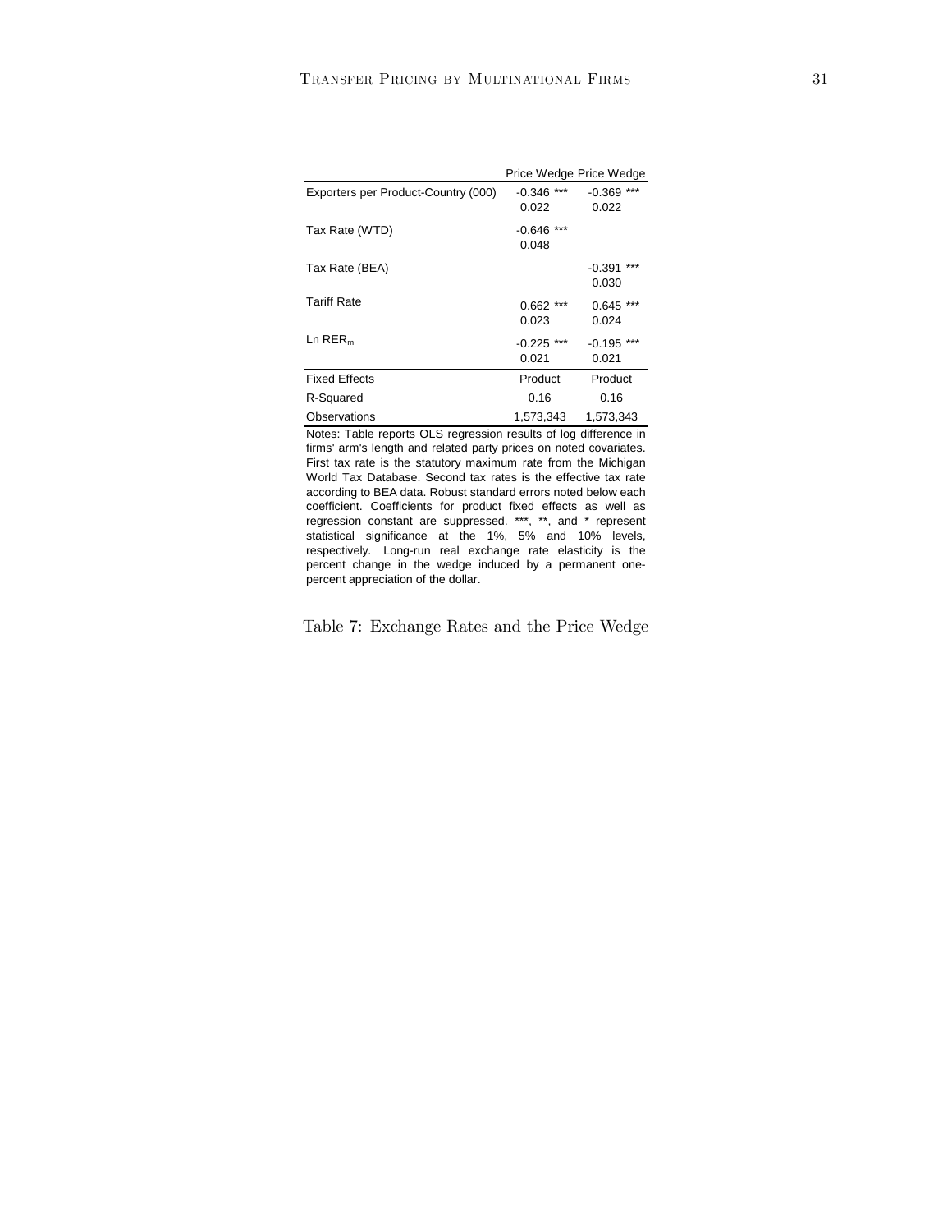| | Price Wedge | Price Wedge |
|---|---|---|
| Exporters per Product-Country (000) | -0.346 *** | -0.369 *** |
| | 0.022 | 0.022 |
| Tax Rate (WTD) | -0.646 *** | |
| | 0.048 | |
| Tax Rate (BEA) | | -0.391 *** |
| | | 0.030 |
| Tariff Rate | 0.662 *** | 0.645 *** |
| | 0.023 | 0.024 |
| Ln $RER_m$ | -0.225 *** | -0.195 *** |
| | 0.021 | 0.021 |
| Fixed Effects | Product | Product |
| R-Squared | 0.16 | 0.16 |
| Observations | 1,573,343 | 1,573,343 |

Notes: Table reports OLS regression results of log difference in firms' arm's length and related party prices on noted covariates. First tax rate is the statutory maximum rate from the Michigan World Tax Database. Second tax rates is the effective tax rate according to BEA data. Robust standard errors noted below each coefficient. Coefficients for product fixed effects as well as regression constant are suppressed. ***, **, and * represent statistical significance at the 1%, 5% and 10% levels, respectively. Long-run real exchange rate elasticity is the percent change in the wedge induced by a permanent one-percent appreciation of the dollar.

Table 7: Exchange Rates and the Price Wedge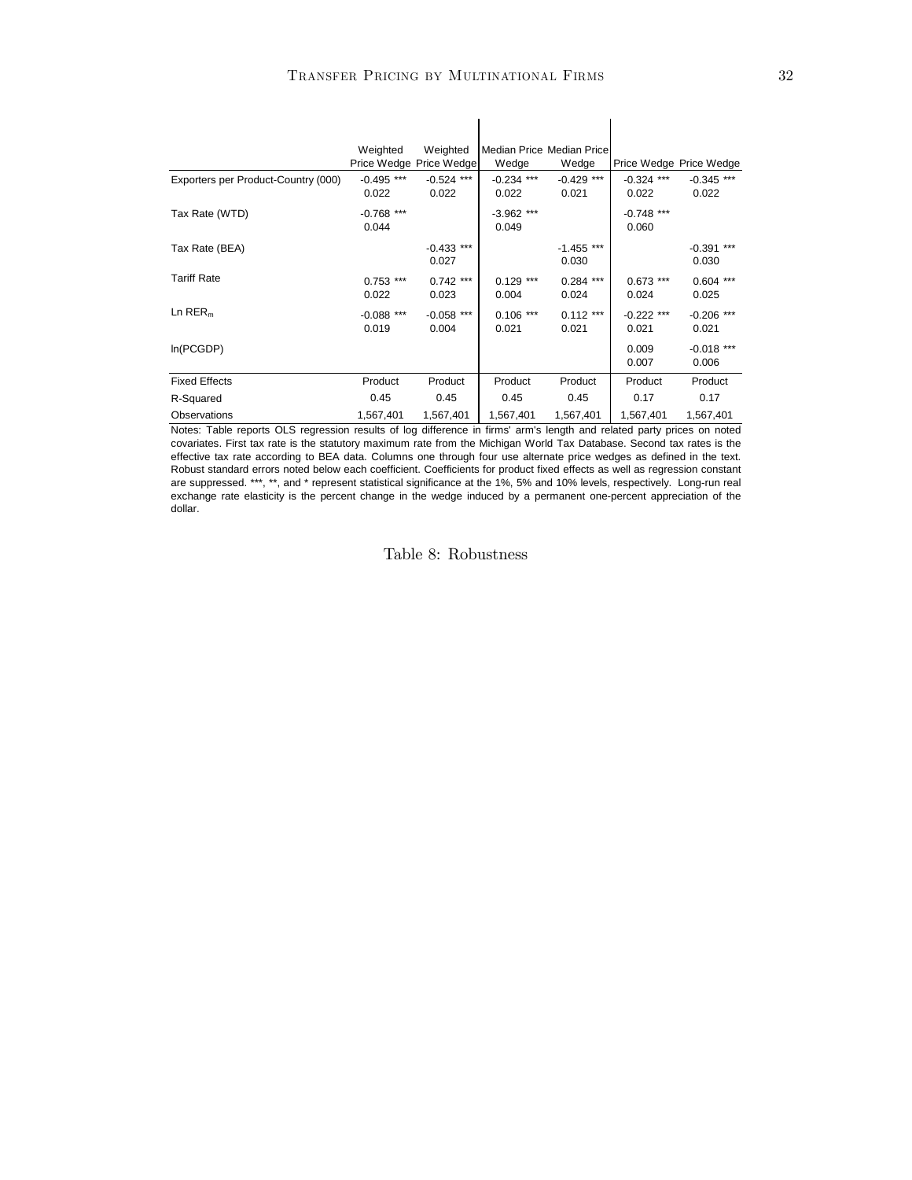| | Weighted Price Wedge | Weighted Price Wedge | Median Price Wedge | Median Price Wedge | Price Wedge | Price Wedge |
|---|---|---|---|---|---|---|
| Exporters per Product-Country (000) | -0.495 *** | -0.524 *** | -0.234 *** | -0.429 *** | -0.324 *** | -0.345 *** |
| | 0.022 | 0.022 | 0.022 | 0.021 | 0.022 | 0.022 |
| Tax Rate (WTD) | -0.768 *** | | -3.962 *** | | -0.748 *** | |
| | 0.044 | | 0.049 | | 0.060 | |
| Tax Rate (BEA) | | -0.433 *** | | -1.455 *** | | -0.391 *** |
| | | 0.027 | | 0.030 | | 0.030 |
| Tariff Rate | 0.753 *** | 0.742 *** | 0.129 *** | 0.284 *** | 0.673 *** | 0.604 *** |
| | 0.022 | 0.023 | 0.004 | 0.024 | 0.024 | 0.025 |
| Ln $RER_m$ | -0.088 *** | -0.058 *** | 0.106 *** | 0.112 *** | -0.222 *** | -0.206 *** |
| | 0.019 | 0.004 | 0.021 | 0.021 | 0.021 | 0.021 |
| ln(PCGDP) | | | | | 0.009 | -0.018 *** |
| | | | | | 0.007 | 0.006 |
| Fixed Effects | Product | Product | Product | Product | Product | Product |
| R-Squared | 0.45 | 0.45 | 0.45 | 0.45 | 0.17 | 0.17 |
| Observations | 1,567,401 | 1,567,401 | 1,567,401 | 1,567,401 | 1,567,401 | 1,567,401 |

Notes: Table reports OLS regression results of log difference in firms' arm's length and related party prices on noted covariates. First tax rate is the statutory maximum rate from the Michigan World Tax Database. Second tax rates is the effective tax rate according to BEA data. Columns one through four use alternate price wedges as defined in the text. Robust standard errors noted below each coefficient. Coefficients for product fixed effects as well as regression constant are suppressed. ***, **, and * represent statistical significance at the 1%, 5% and 10% levels, respectively. Long-run real exchange rate elasticity is the percent change in the wedge induced by a permanent one-percent appreciation of the dollar.

Table 8: Robustness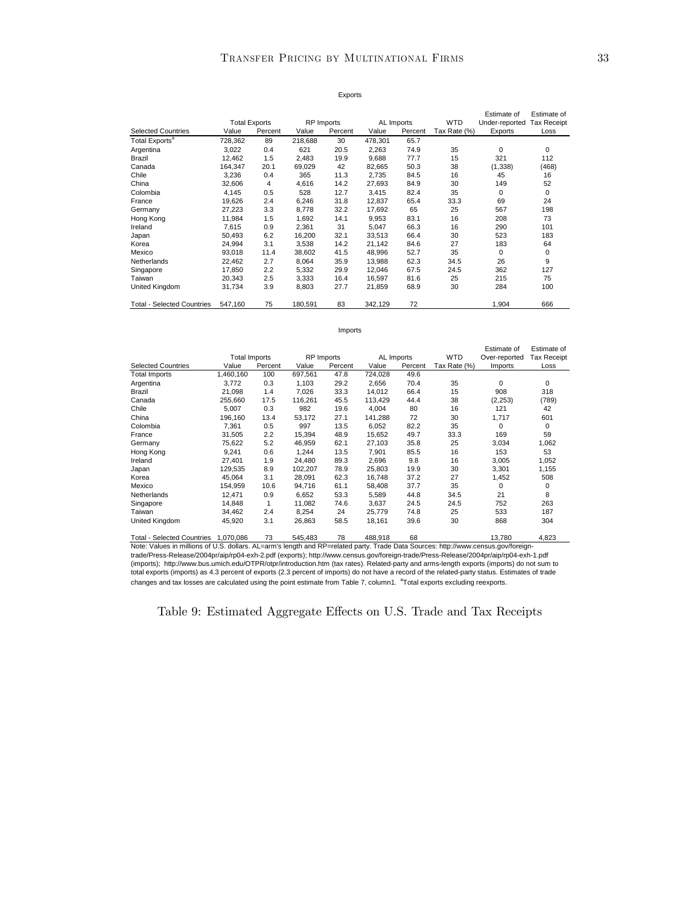Exports

| Selected Countries | Total Exports | | RP Imports | | AL Imports | | WTD | Estimate of Under-reported | Estimate of Tax Receipt |
|---|---|---|---|---|---|---|---|---|---|
| | Value | Percent | Value | Percent | Value | Percent | Tax Rate (%) | Exports | Loss |
| Total Exports[a] | 728,362 | 89 | 218,688 | 30 | 478,301 | 65.7 | | | |
| Argentina | 3,022 | 0.4 | 621 | 20.5 | 2,263 | 74.9 | 35 | 0 | 0 |
| Brazil | 12,462 | 1.5 | 2,483 | 19.9 | 9,688 | 77.7 | 15 | 321 | 112 |
| Canada | 164,347 | 20.1 | 69,029 | 42 | 82,665 | 50.3 | 38 | (1,338) | (468) |
| Chile | 3,236 | 0.4 | 365 | 11.3 | 2,735 | 84.5 | 16 | 45 | 16 |
| China | 32,606 | 4 | 4,616 | 14.2 | 27,693 | 84.9 | 30 | 149 | 52 |
| Colombia | 4,145 | 0.5 | 528 | 12.7 | 3,415 | 82.4 | 35 | 0 | 0 |
| France | 19,626 | 2.4 | 6,246 | 31.8 | 12,837 | 65.4 | 33.3 | 69 | 24 |
| Germany | 27,223 | 3.3 | 8,778 | 32.2 | 17,692 | 65 | 25 | 567 | 198 |
| Hong Kong | 11,984 | 1.5 | 1,692 | 14.1 | 9,953 | 83.1 | 16 | 208 | 73 |
| Ireland | 7,615 | 0.9 | 2,361 | 31 | 5,047 | 66.3 | 16 | 290 | 101 |
| Japan | 50,493 | 6.2 | 16,200 | 32.1 | 33,513 | 66.4 | 30 | 523 | 183 |
| Korea | 24,994 | 3.1 | 3,538 | 14.2 | 21,142 | 84.6 | 27 | 183 | 64 |
| Mexico | 93,018 | 11.4 | 38,602 | 41.5 | 48,996 | 52.7 | 35 | 0 | 0 |
| Netherlands | 22,462 | 2.7 | 8,064 | 35.9 | 13,988 | 62.3 | 34.5 | 26 | 9 |
| Singapore | 17,850 | 2.2 | 5,332 | 29.9 | 12,046 | 67.5 | 24.5 | 362 | 127 |
| Taiwan | 20,343 | 2.5 | 3,333 | 16.4 | 16,597 | 81.6 | 25 | 215 | 75 |
| United Kingdom | 31,734 | 3.9 | 8,803 | 27.7 | 21,859 | 68.9 | 30 | 284 | 100 |
| Total - Selected Countries | 547,160 | 75 | 180,591 | 83 | 342,129 | 72 | | 1,904 | 666 |

Imports

| Selected Countries | Total Imports | | RP Imports | | AL Imports | | WTD | Estimate of Over-reported | Estimate of Tax Receipt |
|---|---|---|---|---|---|---|---|---|---|
| | Value | Percent | Value | Percent | Value | Percent | Tax Rate (%) | Imports | Loss |
| Total Imports | 1,460,160 | 100 | 697,561 | 47.8 | 724,028 | 49.6 | | | |
| Argentina | 3,772 | 0.3 | 1,103 | 29.2 | 2,656 | 70.4 | 35 | 0 | 0 |
| Brazil | 21,098 | 1.4 | 7,026 | 33.3 | 14,012 | 66.4 | 15 | 908 | 318 |
| Canada | 255,660 | 17.5 | 116,261 | 45.5 | 113,429 | 44.4 | 38 | (2,253) | (789) |
| Chile | 5,007 | 0.3 | 982 | 19.6 | 4,004 | 80 | 16 | 121 | 42 |
| China | 196,160 | 13.4 | 53,172 | 27.1 | 141,288 | 72 | 30 | 1,717 | 601 |
| Colombia | 7,361 | 0.5 | 997 | 13.5 | 6,052 | 82.2 | 35 | 0 | 0 |
| France | 31,505 | 2.2 | 15,394 | 48.9 | 15,652 | 49.7 | 33.3 | 169 | 59 |
| Germany | 75,622 | 5.2 | 46,959 | 62.1 | 27,103 | 35.8 | 25 | 3,034 | 1,062 |
| Hong Kong | 9,241 | 0.6 | 1,244 | 13.5 | 7,901 | 85.5 | 16 | 153 | 53 |
| Ireland | 27,401 | 1.9 | 24,480 | 89.3 | 2,696 | 9.8 | 16 | 3,005 | 1,052 |
| Japan | 129,535 | 8.9 | 102,207 | 78.9 | 25,803 | 19.9 | 30 | 3,301 | 1,155 |
| Korea | 45,064 | 3.1 | 28,091 | 62.3 | 16,748 | 37.2 | 27 | 1,452 | 508 |
| Mexico | 154,959 | 10.6 | 94,716 | 61.1 | 58,408 | 37.7 | 35 | 0 | 0 |
| Netherlands | 12,471 | 0.9 | 6,652 | 53.3 | 5,589 | 44.8 | 34.5 | 21 | 8 |
| Singapore | 14,848 | 1 | 11,082 | 74.6 | 3,637 | 24.5 | 24.5 | 752 | 263 |
| Taiwan | 34,462 | 2.4 | 8,254 | 24 | 25,779 | 74.8 | 25 | 533 | 187 |
| United Kingdom | 45,920 | 3.1 | 26,863 | 58.5 | 18,161 | 39.6 | 30 | 868 | 304 |
| Total - Selected Countries | 1,070,086 | 73 | 545,483 | 78 | 488,918 | 68 | | 13,780 | 4,823 |

Note: Values in millions of U.S. dollars. AL=arm's length and RP=related party. Trade Data Sources: http://www.census.gov/foreign-trade/Press-Release/2004pr/aip/rp04-exh-2.pdf (exports); http://www.census.gov/foreign-trade/Press-Release/2004pr/aip/rp04-exh-1.pdf (imports); http://www.bus.umich.edu/OTPR/otpr/introduction.htm (tax rates). Related-party and arms-length exports (imports) do not sum to total exports (imports) as 4.3 percent of exports (2.3 percent of imports) do not have a record of the related-party status. Estimates of trade changes and tax losses are calculated using the point estimate from Table 7, column1. [a]Total exports excluding reexports.

Table 9: Estimated Aggregate Effects on U.S. Trade and Tax Receipts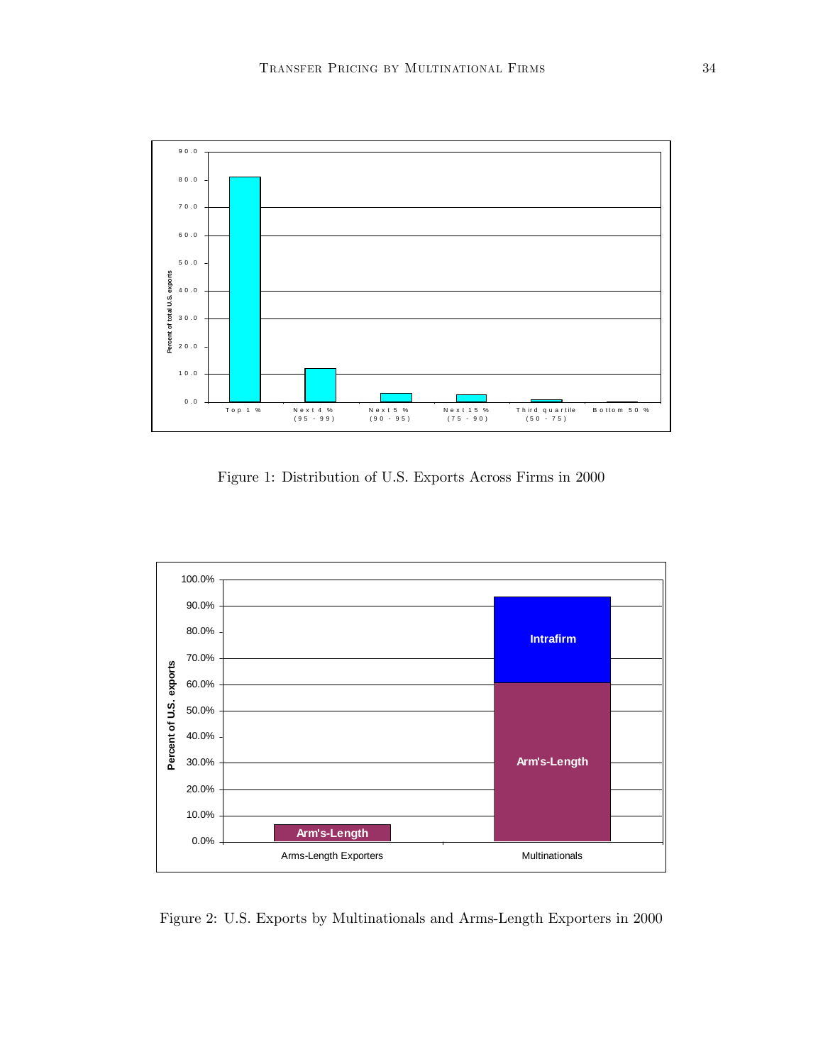Figure 1: Distribution of U.S. Exports Across Firms in 2000

Figure 2: U.S. Exports by Multinationals and Arms-Length Exporters in 2000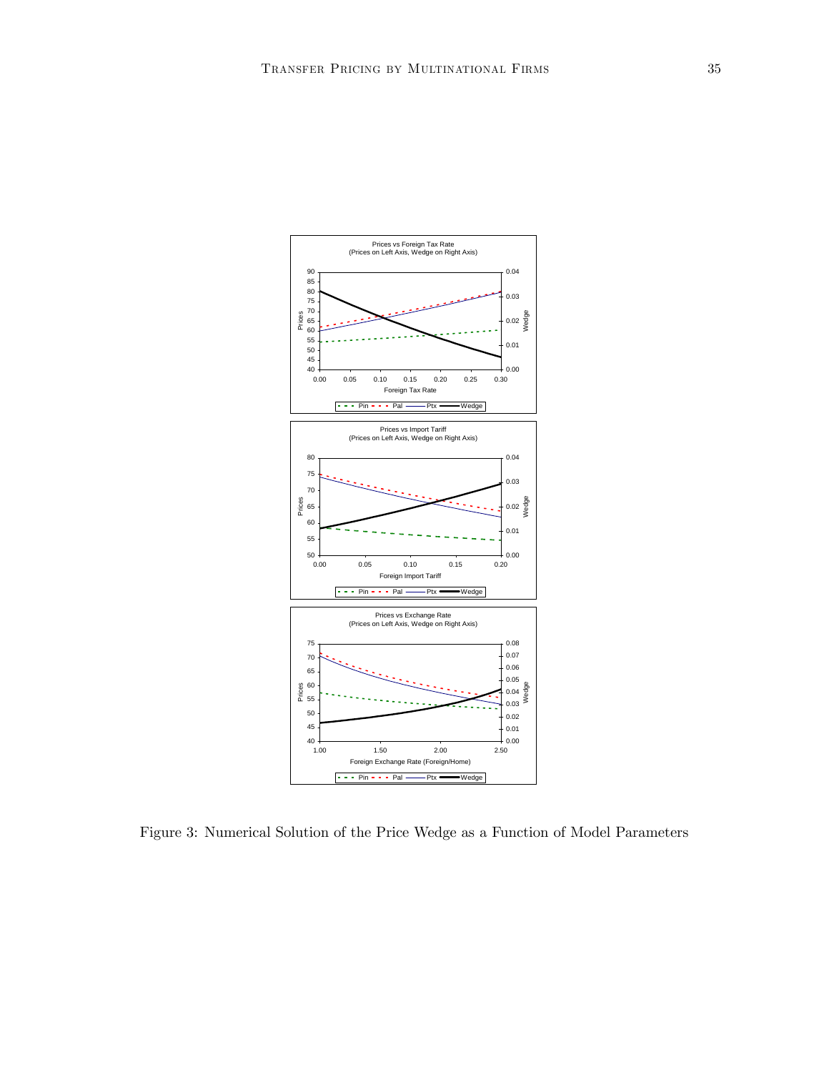Figure 3: Numerical Solution of the Price Wedge as a Function of Model Parameters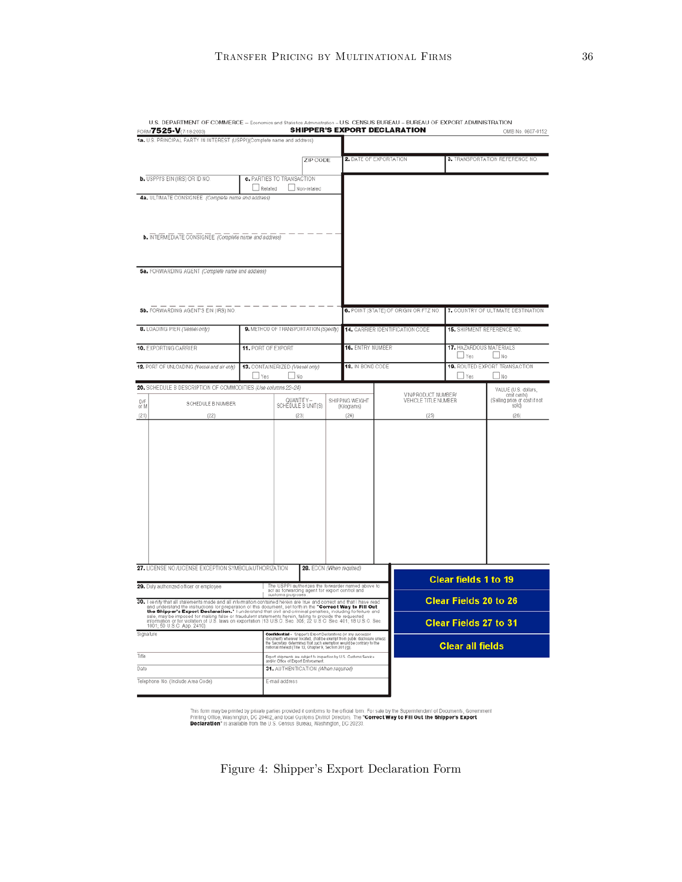U.S. DEPARTMENT OF COMMERCE – Economics and Statistics Administration – U.S. CENSUS BUREAU – BUREAU OF EXPORT ADMINISTRATION

FORM **7525-V** (7-18-2003)

**SHIPPER'S EXPORT DECLARATION**

OMB No. 0607-0152

**1a.** U.S. PRINCIPAL PARTY IN INTEREST (USPPI)(Complete name and address)

ZIP CODE

**2.** DATE OF EXPORTATION

**3.** TRANSPORTATION REFERENCE NO.

**b.** USPPI'S EIN (IRS) OR ID NO.

**c.** PARTIES TO TRANSACTION ☐ Related ☐ Non-related

**4a.** ULTIMATE CONSIGNEE *(Complete name and address)*

**b.** INTERMEDIATE CONSIGNEE *(Complete name and address)*

**5a.** FORWARDING AGENT *(Complete name and address)*

**5b.** FORWARDING AGENT'S EIN (IRS) NO.

**6.** POINT (STATE) OF ORIGIN OR FTZ NO.

**7.** COUNTRY OF ULTIMATE DESTINATION

**8.** LOADING PIER *(Vessel only)*

**9.** METHOD OF TRANSPORTATION *(Specify)*

**14.** CARRIER IDENTIFICATION CODE

**15.** SHIPMENT REFERENCE NO.

**10.** EXPORTING CARRIER

**11.** PORT OF EXPORT

**16.** ENTRY NUMBER

**17.** HAZARDOUS MATERIALS ☐ Yes ☐ No

**12.** PORT OF UNLOADING *(Vessel and air only)*

**13.** CONTAINERIZED *(Vessel only)* ☐ Yes ☐ No

**18.** IN BOND CODE

**19.** ROUTED EXPORT TRANSACTION ☐ Yes ☐ No

**20.** SCHEDULE B DESCRIPTION OF COMMODITIES *(Use columns 22–24)*

| D/F or M | SCHEDULE B NUMBER | QUANTITY – SCHEDULE B UNIT(S) | SHIPPING WEIGHT (Kilograms) | VIN/PRODUCT NUMBER/ VEHICLE TITLE NUMBER | VALUE (U.S. dollars, omit cents) (Selling price or cost if not sold) |
|---|---|---|---|---|---|
| (21) | (22) | (23) | (24) | (25) | (26) |

**27.** LICENSE NO./LICENSE EXCEPTION SYMBOL/AUTHORIZATION

**28.** ECCN *(When required)*

**29.** Duly authorized officer or employee

The USPPI authorizes the forwarder named above to act as forwarding agent for export control and customs purposes.

**30.** I certify that all statements made and all information contained herein are true and correct and that I have read and understand the instructions for preparation of this document, set forth in the **"Correct Way to Fill Out the Shipper's Export Declaration."** I understand that civil and criminal penalties, including forfeiture and sale, may be imposed for making false or fraudulent statements herein, failing to provide the requested information or for violation of U.S. laws on exportation (13 U.S.C. Sec. 305; 22 U.S.C. Sec. 401; 18 U.S.C. Sec. 1001; 50 U.S.C. App. 2410).

Signature

**Confidential** - Shipper's Export Declarations (or any successor document) wherever located, shall be exempt from public disclosure unless the Secretary determines that such exemption would be contrary to the national interest (Title 13, Chapter 9, Section 301 (g)).

Title

Export shipments are subject to inspection by U.S. Customs Service and/or Office of Export Enforcement.

Date

**31.** AUTHENTICATION *(When required)*

Telephone No. (Include Area Code)

E-mail address

Clear fields 1 to 19

Clear Fields 20 to 26

Clear Fields 27 to 31

Clear all fields

This form may be printed by private parties provided it conforms to the official form. For sale by the Superintendent of Documents, Government Printing Office, Washington, DC 20402, and local Customs District Directors. The **"Correct Way to Fill Out the Shipper's Export Declaration"** is available from the U.S. Census Bureau, Washington, DC 20233.

Figure 4: Shipper's Export Declaration Form